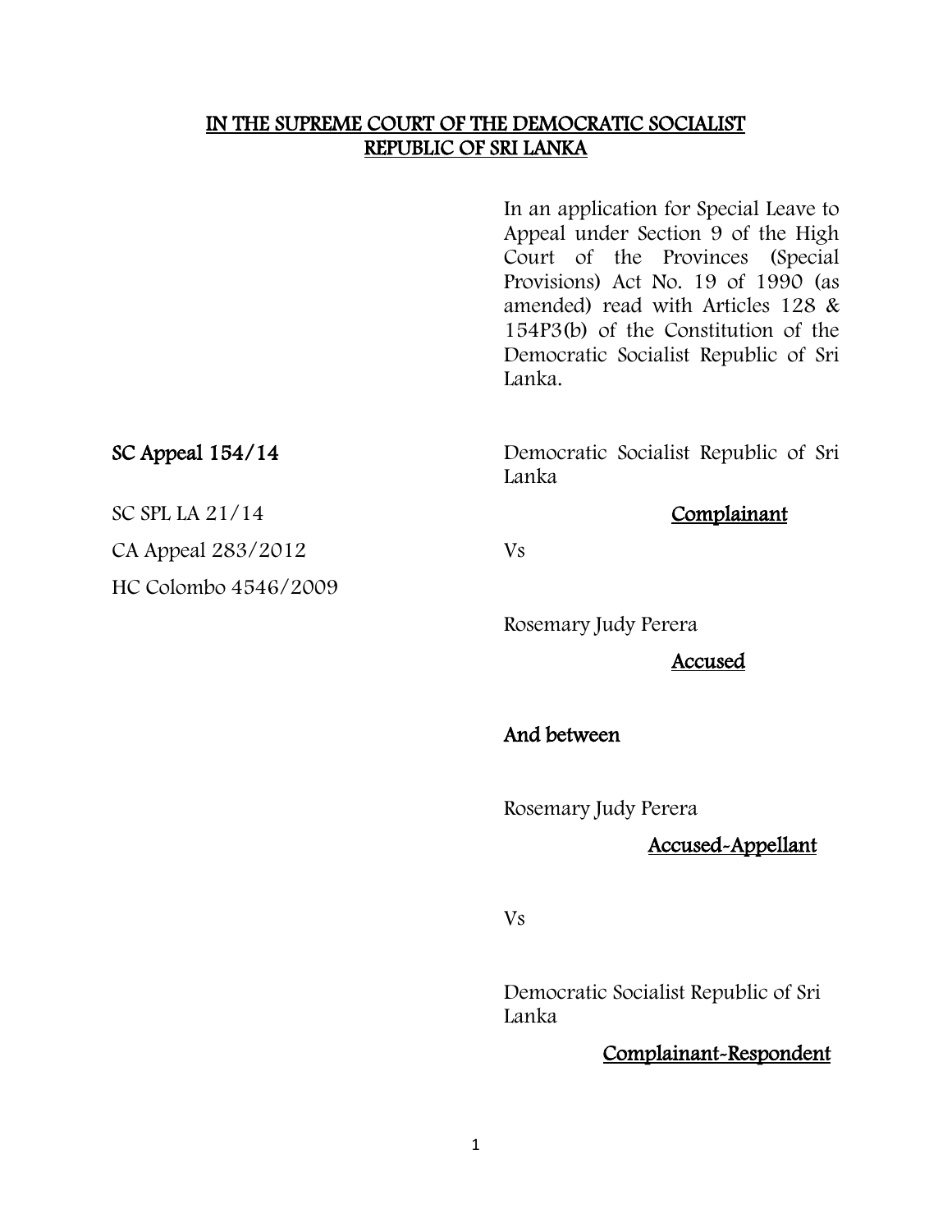# IN THE SUPREME COURT OF THE DEMOCRATIC SOCIALIST REPUBLIC OF SRI LANKA

In an application for Special Leave to Appeal under Section 9 of the High Court of the Provinces (Special Provisions) Act No. 19 of 1990 (as amended) read with Articles 128 & 154P3(b) of the Constitution of the Democratic Socialist Republic of Sri Lanka.

**SC Appeal 154/14**

SC SPL LA 21/14

CA Appeal 283/2012

HC Colombo 4546/2009

Democratic Socialist Republic of Sri Lanka

**Complainant**

Vs

Rosemary Judy Perera

**Accused**

**And between**

Rosemary Judy Perera

**Accused-Appellant**

Vs

Democratic Socialist Republic of Sri Lanka

**Complainant-Respondent**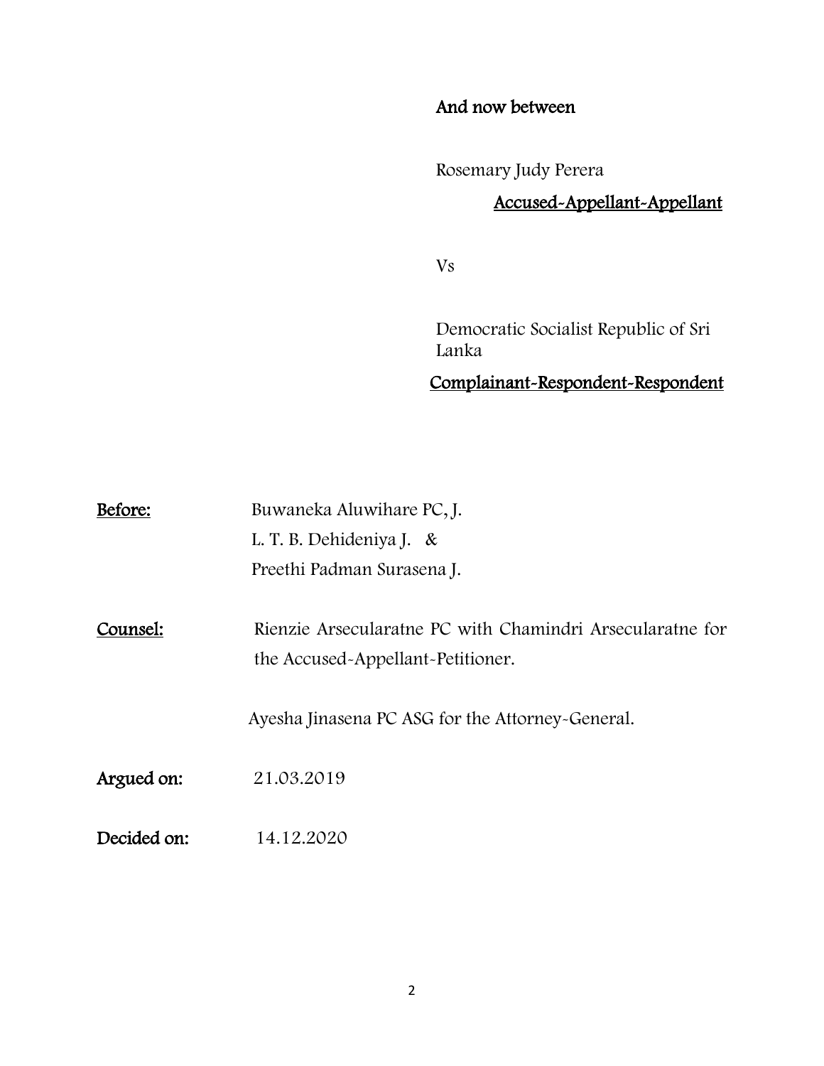**And now between**

Rosemary Judy Perera

<u>**Accused-Appellant-Appellant**</u>

Vs

Democratic Socialist Republic of Sri Lanka

<u>**Complainant-Respondent-Respondent**</u>

**<u>Before:</u>** Buwaneka Aluwihare PC, J.
L. T. B. Dehideniya J. &
Preethi Padman Surasena J.

**<u>Counsel:</u>** Rienzie Arsecularatne PC with Chamindri Arsecularatne for the Accused-Appellant-Petitioner.

Ayesha Jinasena PC ASG for the Attorney-General.

**Argued on:** 21.03.2019

**Decided on:** 14.12.2020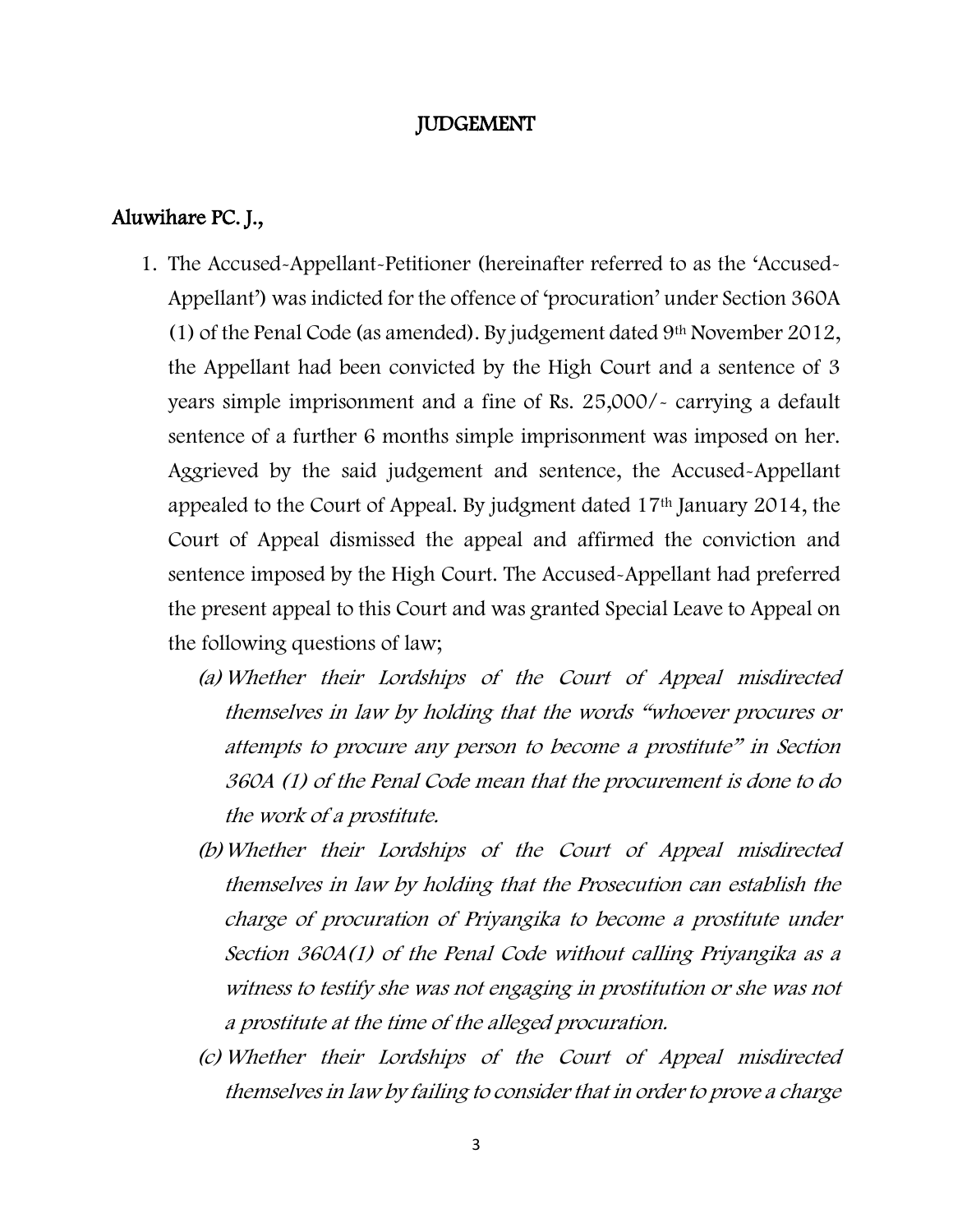## JUDGEMENT

### Aluwihare PC. J.,

1. The Accused-Appellant-Petitioner (hereinafter referred to as the 'Accused-Appellant') was indicted for the offence of 'procuration' under Section 360A (1) of the Penal Code (as amended). By judgement dated 9th November 2012, the Appellant had been convicted by the High Court and a sentence of 3 years simple imprisonment and a fine of Rs. 25,000/- carrying a default sentence of a further 6 months simple imprisonment was imposed on her. Aggrieved by the said judgement and sentence, the Accused-Appellant appealed to the Court of Appeal. By judgment dated 17th January 2014, the Court of Appeal dismissed the appeal and affirmed the conviction and sentence imposed by the High Court. The Accused-Appellant had preferred the present appeal to this Court and was granted Special Leave to Appeal on the following questions of law;

   (a) *Whether their Lordships of the Court of Appeal misdirected themselves in law by holding that the words "whoever procures or attempts to procure any person to become a prostitute" in Section 360A (1) of the Penal Code mean that the procurement is done to do the work of a prostitute.*

   (b) *Whether their Lordships of the Court of Appeal misdirected themselves in law by holding that the Prosecution can establish the charge of procuration of Priyangika to become a prostitute under Section 360A(1) of the Penal Code without calling Priyangika as a witness to testify she was not engaging in prostitution or she was not a prostitute at the time of the alleged procuration.*

   (c) *Whether their Lordships of the Court of Appeal misdirected themselves in law by failing to consider that in order to prove a charge*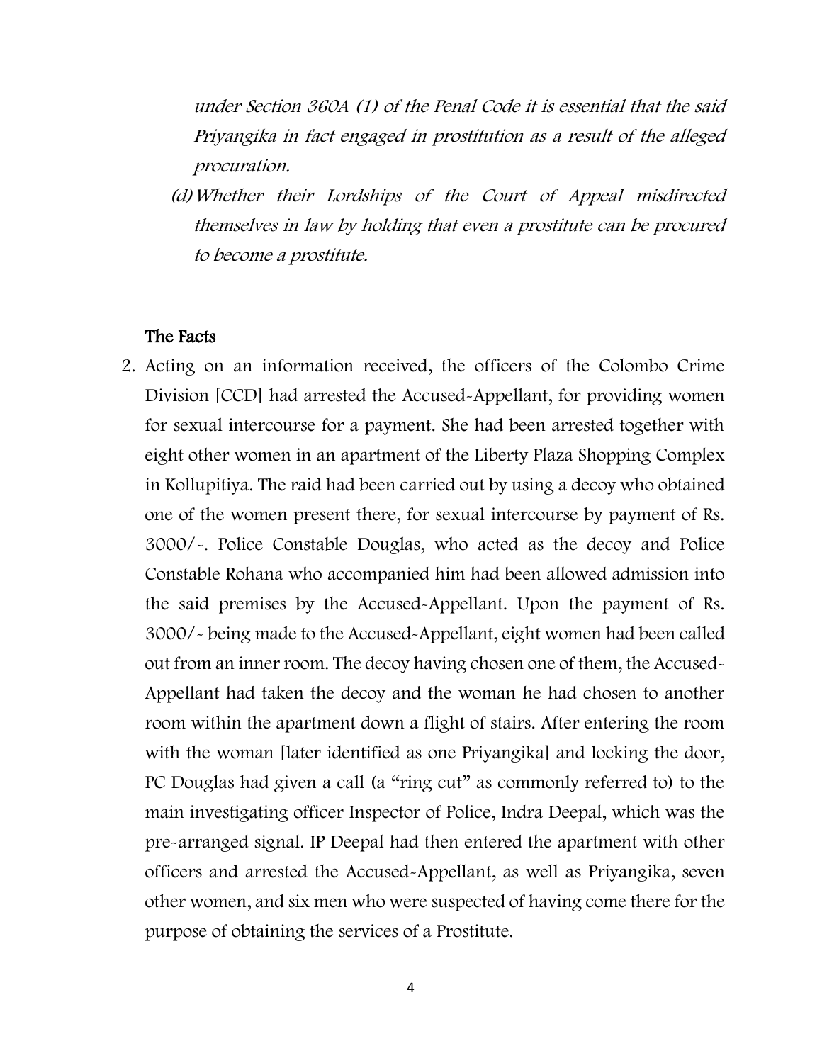*under Section 360A (1) of the Penal Code it is essential that the said Priyangika in fact engaged in prostitution as a result of the alleged procuration.*

*(d) Whether their Lordships of the Court of Appeal misdirected themselves in law by holding that even a prostitute can be procured to become a prostitute.*

## The Facts

2. Acting on an information received, the officers of the Colombo Crime Division [CCD] had arrested the Accused-Appellant, for providing women for sexual intercourse for a payment. She had been arrested together with eight other women in an apartment of the Liberty Plaza Shopping Complex in Kollupitiya. The raid had been carried out by using a decoy who obtained one of the women present there, for sexual intercourse by payment of Rs. 3000/-. Police Constable Douglas, who acted as the decoy and Police Constable Rohana who accompanied him had been allowed admission into the said premises by the Accused-Appellant. Upon the payment of Rs. 3000/- being made to the Accused-Appellant, eight women had been called out from an inner room. The decoy having chosen one of them, the Accused-Appellant had taken the decoy and the woman he had chosen to another room within the apartment down a flight of stairs. After entering the room with the woman [later identified as one Priyangika] and locking the door, PC Douglas had given a call (a "ring cut" as commonly referred to) to the main investigating officer Inspector of Police, Indra Deepal, which was the pre-arranged signal. IP Deepal had then entered the apartment with other officers and arrested the Accused-Appellant, as well as Priyangika, seven other women, and six men who were suspected of having come there for the purpose of obtaining the services of a Prostitute.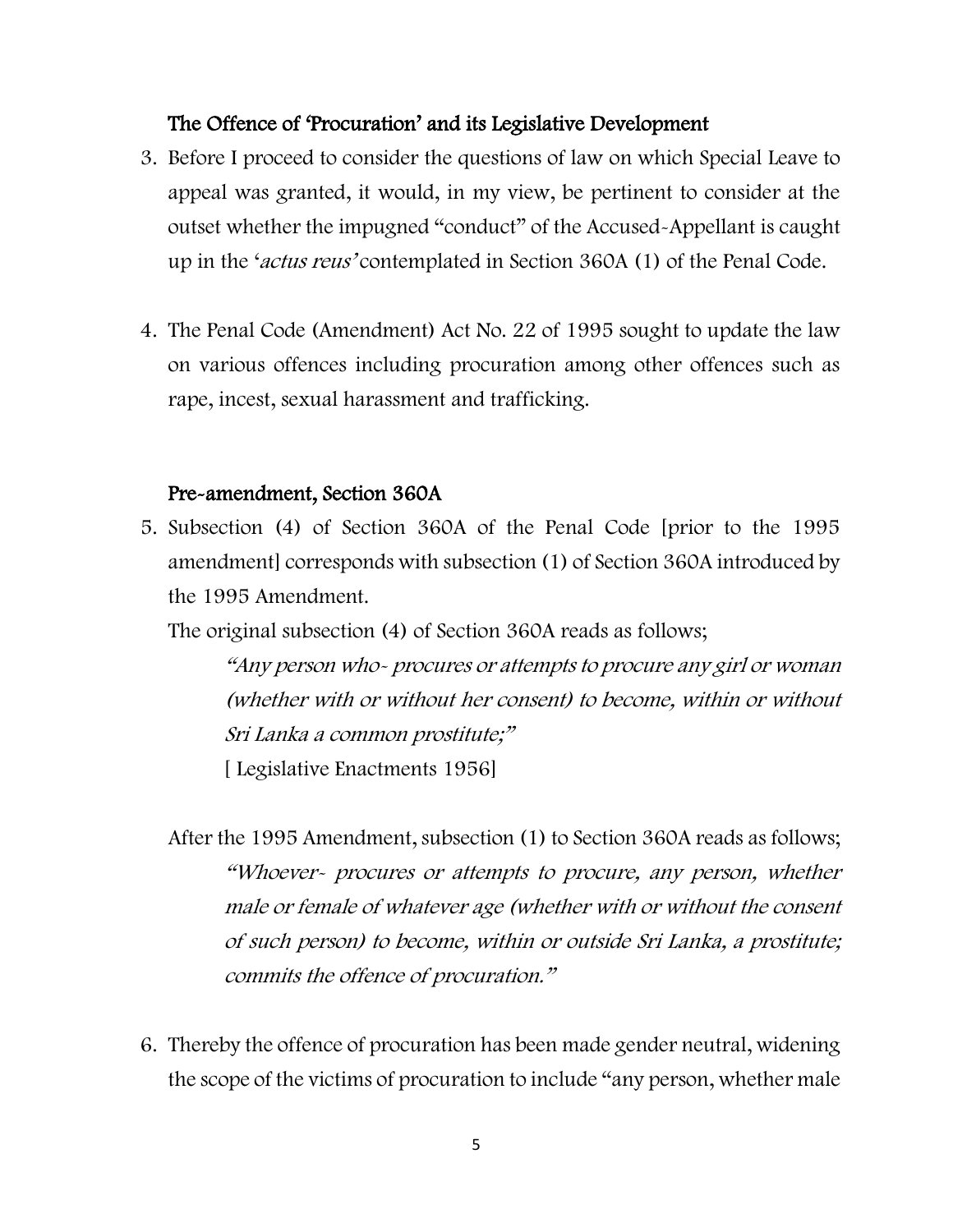### The Offence of 'Procuration' and its Legislative Development

3. Before I proceed to consider the questions of law on which Special Leave to appeal was granted, it would, in my view, be pertinent to consider at the outset whether the impugned "conduct" of the Accused-Appellant is caught up in the '*actus reus*' contemplated in Section 360A (1) of the Penal Code.

4. The Penal Code (Amendment) Act No. 22 of 1995 sought to update the law on various offences including procuration among other offences such as rape, incest, sexual harassment and trafficking.

### Pre-amendment, Section 360A

5. Subsection (4) of Section 360A of the Penal Code [prior to the 1995 amendment] corresponds with subsection (1) of Section 360A introduced by the 1995 Amendment.

   The original subsection (4) of Section 360A reads as follows;

   > *"Any person who- procures or attempts to procure any girl or woman (whether with or without her consent) to become, within or without Sri Lanka a common prostitute;"*
   >
   > [ Legislative Enactments 1956]

   After the 1995 Amendment, subsection (1) to Section 360A reads as follows;

   > *"Whoever- procures or attempts to procure, any person, whether male or female of whatever age (whether with or without the consent of such person) to become, within or outside Sri Lanka, a prostitute; commits the offence of procuration."*

6. Thereby the offence of procuration has been made gender neutral, widening the scope of the victims of procuration to include "any person, whether male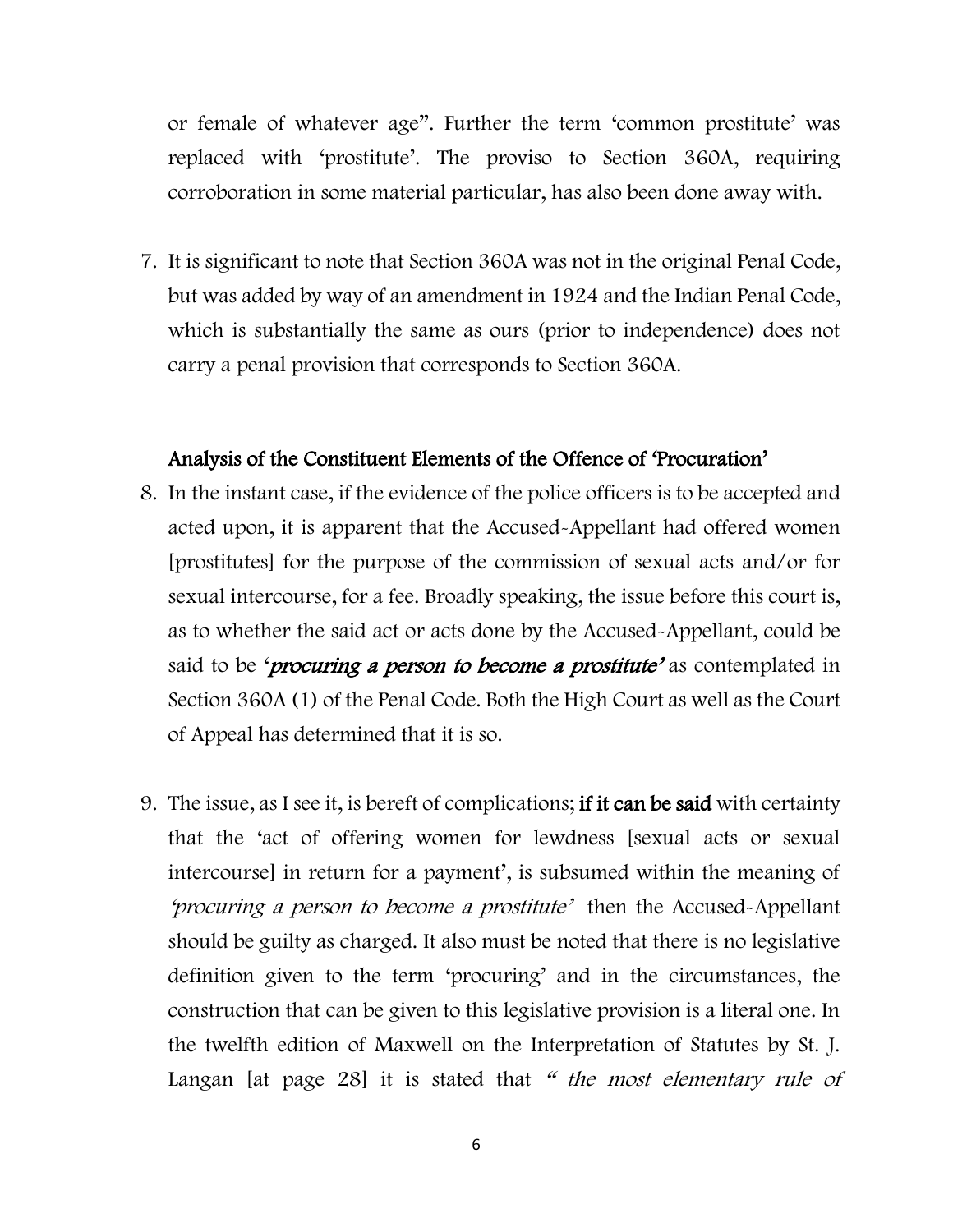or female of whatever age". Further the term 'common prostitute' was replaced with 'prostitute'. The proviso to Section 360A, requiring corroboration in some material particular, has also been done away with.

7. It is significant to note that Section 360A was not in the original Penal Code, but was added by way of an amendment in 1924 and the Indian Penal Code, which is substantially the same as ours (prior to independence) does not carry a penal provision that corresponds to Section 360A.

**Analysis of the Constituent Elements of the Offence of 'Procuration'**

8. In the instant case, if the evidence of the police officers is to be accepted and acted upon, it is apparent that the Accused-Appellant had offered women [prostitutes] for the purpose of the commission of sexual acts and/or for sexual intercourse, for a fee. Broadly speaking, the issue before this court is, as to whether the said act or acts done by the Accused-Appellant, could be said to be '***procuring a person to become a prostitute'*** as contemplated in Section 360A (1) of the Penal Code. Both the High Court as well as the Court of Appeal has determined that it is so.

9. The issue, as I see it, is bereft of complications; **if it can be said** with certainty that the 'act of offering women for lewdness [sexual acts or sexual intercourse] in return for a payment', is subsumed within the meaning of *'procuring a person to become a prostitute'* then the Accused-Appellant should be guilty as charged. It also must be noted that there is no legislative definition given to the term 'procuring' and in the circumstances, the construction that can be given to this legislative provision is a literal one. In the twelfth edition of Maxwell on the Interpretation of Statutes by St. J. Langan [at page 28] it is stated that *" the most elementary rule of*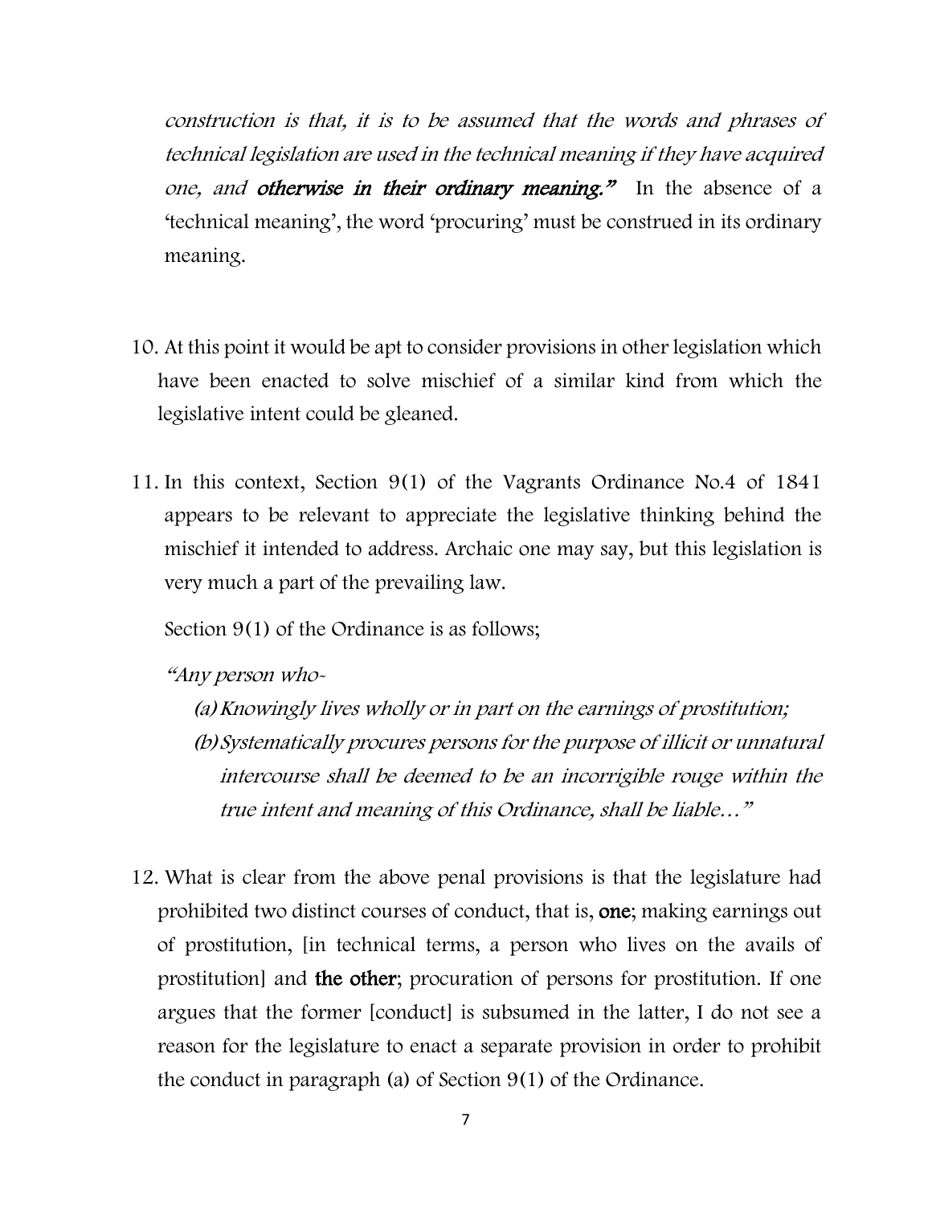*construction is that, it is to be assumed that the words and phrases of technical legislation are used in the technical meaning if they have acquired one, and* ***otherwise in their ordinary meaning."*** In the absence of a 'technical meaning', the word 'procuring' must be construed in its ordinary meaning.

10. At this point it would be apt to consider provisions in other legislation which have been enacted to solve mischief of a similar kind from which the legislative intent could be gleaned.

11. In this context, Section 9(1) of the Vagrants Ordinance No.4 of 1841 appears to be relevant to appreciate the legislative thinking behind the mischief it intended to address. Archaic one may say, but this legislation is very much a part of the prevailing law.

    Section 9(1) of the Ordinance is as follows;

    *"Any person who-*

    *(a) Knowingly lives wholly or in part on the earnings of prostitution;*

    *(b) Systematically procures persons for the purpose of illicit or unnatural intercourse shall be deemed to be an incorrigible rouge within the true intent and meaning of this Ordinance, shall be liable…"*

12. What is clear from the above penal provisions is that the legislature had prohibited two distinct courses of conduct, that is, **one**; making earnings out of prostitution, [in technical terms, a person who lives on the avails of prostitution] and **the other**; procuration of persons for prostitution. If one argues that the former [conduct] is subsumed in the latter, I do not see a reason for the legislature to enact a separate provision in order to prohibit the conduct in paragraph (a) of Section 9(1) of the Ordinance.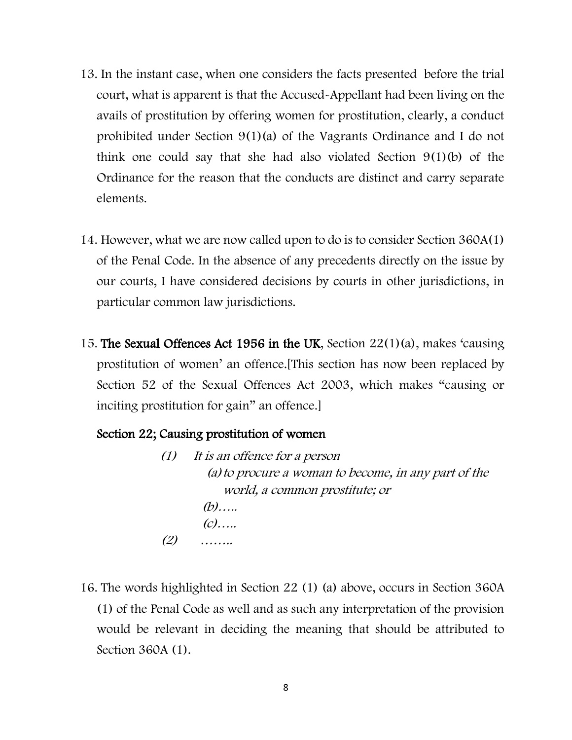13. In the instant case, when one considers the facts presented before the trial court, what is apparent is that the Accused-Appellant had been living on the avails of prostitution by offering women for prostitution, clearly, a conduct prohibited under Section 9(1)(a) of the Vagrants Ordinance and I do not think one could say that she had also violated Section 9(1)(b) of the Ordinance for the reason that the conducts are distinct and carry separate elements.

14. However, what we are now called upon to do is to consider Section 360A(1) of the Penal Code. In the absence of any precedents directly on the issue by our courts, I have considered decisions by courts in other jurisdictions, in particular common law jurisdictions.

15. **The Sexual Offences Act 1956 in the UK**, Section 22(1)(a), makes 'causing prostitution of women' an offence.[This section has now been replaced by Section 52 of the Sexual Offences Act 2003, which makes "causing or inciting prostitution for gain" an offence.]

**Section 22; Causing prostitution of women**

> *(1) It is an offence for a person*
>
> *(a) to procure a woman to become, in any part of the world, a common prostitute; or*
>
> *(b)…..*
>
> *(c)…..*
>
> *(2) ……..*

16. The words highlighted in Section 22 (1) (a) above, occurs in Section 360A (1) of the Penal Code as well and as such any interpretation of the provision would be relevant in deciding the meaning that should be attributed to Section 360A (1).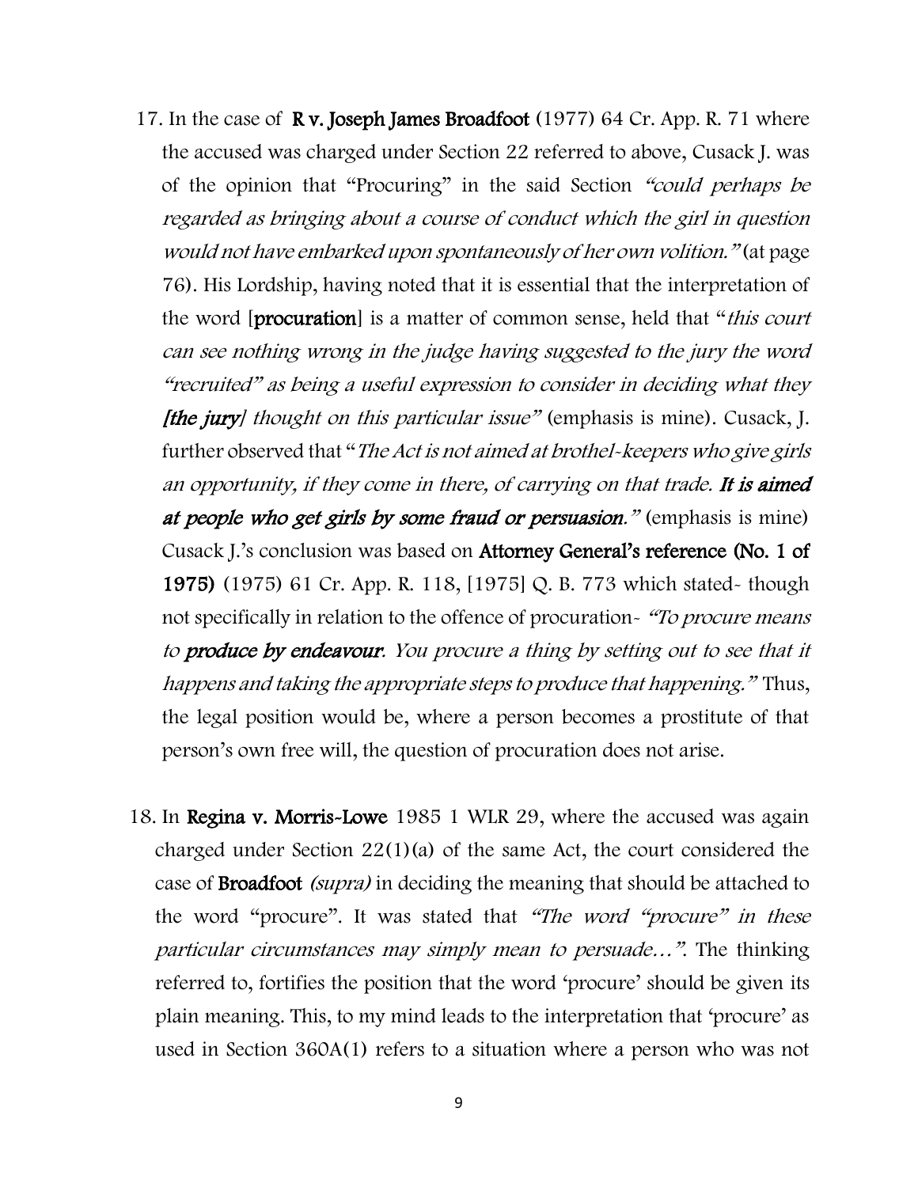17. In the case of **R v. Joseph James Broadfoot** (1977) 64 Cr. App. R. 71 where the accused was charged under Section 22 referred to above, Cusack J. was of the opinion that "Procuring" in the said Section *"could perhaps be regarded as bringing about a course of conduct which the girl in question would not have embarked upon spontaneously of her own volition."* (at page 76). His Lordship, having noted that it is essential that the interpretation of the word [**procuration**] is a matter of common sense, held that "*this court can see nothing wrong in the judge having suggested to the jury the word "recruited" as being a useful expression to consider in deciding what they **[the jury]** thought on this particular issue"* (emphasis is mine). Cusack, J. further observed that "*The Act is not aimed at brothel-keepers who give girls an opportunity, if they come in there, of carrying on that trade. **It is aimed at people who get girls by some fraud or persuasion**."* (emphasis is mine) Cusack J.'s conclusion was based on **Attorney General's reference (No. 1 of 1975)** (1975) 61 Cr. App. R. 118, [1975] Q. B. 773 which stated- though not specifically in relation to the offence of procuration- *"To procure means to **produce by endeavour**. You procure a thing by setting out to see that it happens and taking the appropriate steps to produce that happening."* Thus, the legal position would be, where a person becomes a prostitute of that person's own free will, the question of procuration does not arise.

18. In **Regina v. Morris-Lowe** 1985 1 WLR 29, where the accused was again charged under Section 22(1)(a) of the same Act, the court considered the case of **Broadfoot** *(supra)* in deciding the meaning that should be attached to the word "procure". It was stated that *"The word "procure" in these particular circumstances may simply mean to persuade…"*. The thinking referred to, fortifies the position that the word 'procure' should be given its plain meaning. This, to my mind leads to the interpretation that 'procure' as used in Section 360A(1) refers to a situation where a person who was not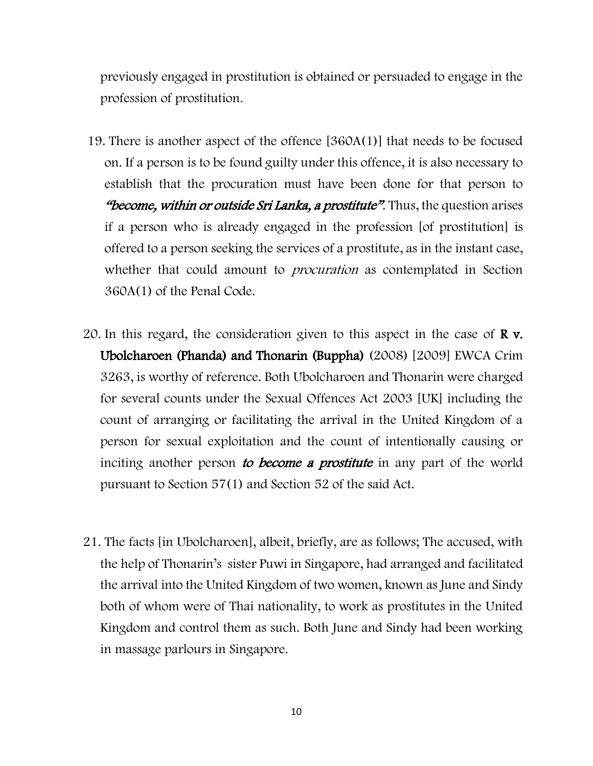previously engaged in prostitution is obtained or persuaded to engage in the profession of prostitution.

19. There is another aspect of the offence [360A(1)] that needs to be focused on. If a person is to be found guilty under this offence, it is also necessary to establish that the procuration must have been done for that person to ***"become, within or outside Sri Lanka, a prostitute"***. Thus, the question arises if a person who is already engaged in the profession [of prostitution] is offered to a person seeking the services of a prostitute, as in the instant case, whether that could amount to *procuration* as contemplated in Section 360A(1) of the Penal Code.

20. In this regard, the consideration given to this aspect in the case of **R v. Ubolcharoen (Phanda) and Thonarin (Buppha)** (2008) [2009] EWCA Crim 3263, is worthy of reference. Both Ubolcharoen and Thonarin were charged for several counts under the Sexual Offences Act 2003 [UK] including the count of arranging or facilitating the arrival in the United Kingdom of a person for sexual exploitation and the count of intentionally causing or inciting another person ***to become a prostitute*** in any part of the world pursuant to Section 57(1) and Section 52 of the said Act.

21. The facts [in Ubolcharoen], albeit, briefly, are as follows; The accused, with the help of Thonarin's sister Puwi in Singapore, had arranged and facilitated the arrival into the United Kingdom of two women, known as June and Sindy both of whom were of Thai nationality, to work as prostitutes in the United Kingdom and control them as such. Both June and Sindy had been working in massage parlours in Singapore.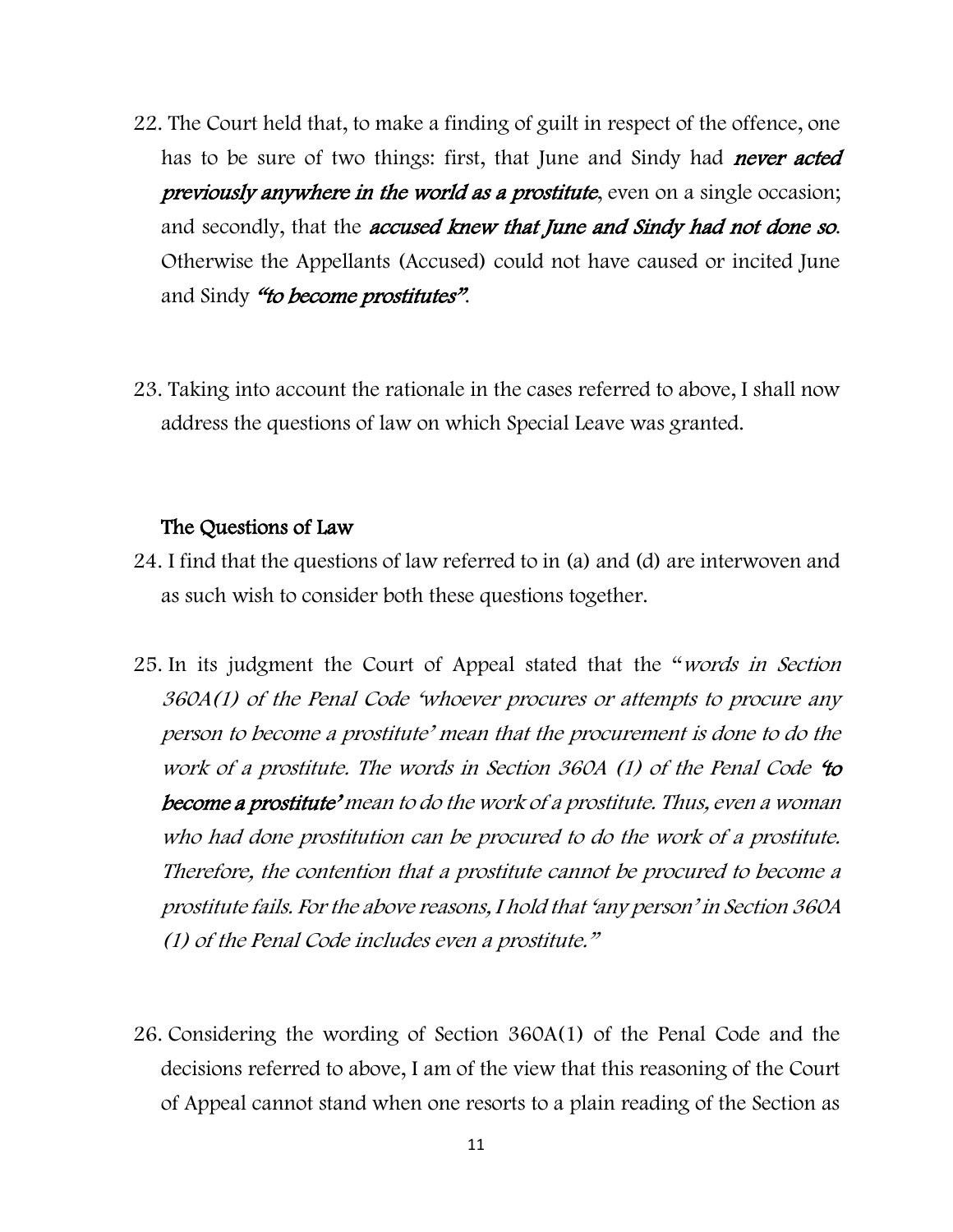22. The Court held that, to make a finding of guilt in respect of the offence, one has to be sure of two things: first, that June and Sindy had ***never acted previously anywhere in the world as a prostitute***, even on a single occasion; and secondly, that the ***accused knew that June and Sindy had not done so***. Otherwise the Appellants (Accused) could not have caused or incited June and Sindy ***"to become prostitutes"***.

23. Taking into account the rationale in the cases referred to above, I shall now address the questions of law on which Special Leave was granted.

## The Questions of Law

24. I find that the questions of law referred to in (a) and (d) are interwoven and as such wish to consider both these questions together.

25. In its judgment the Court of Appeal stated that the "*words in Section 360A(1) of the Penal Code 'whoever procures or attempts to procure any person to become a prostitute' mean that the procurement is done to do the work of a prostitute. The words in Section 360A (1) of the Penal Code* ***'to become a prostitute'*** *mean to do the work of a prostitute. Thus, even a woman who had done prostitution can be procured to do the work of a prostitute. Therefore, the contention that a prostitute cannot be procured to become a prostitute fails. For the above reasons, I hold that 'any person' in Section 360A (1) of the Penal Code includes even a prostitute.*"

26. Considering the wording of Section 360A(1) of the Penal Code and the decisions referred to above, I am of the view that this reasoning of the Court of Appeal cannot stand when one resorts to a plain reading of the Section as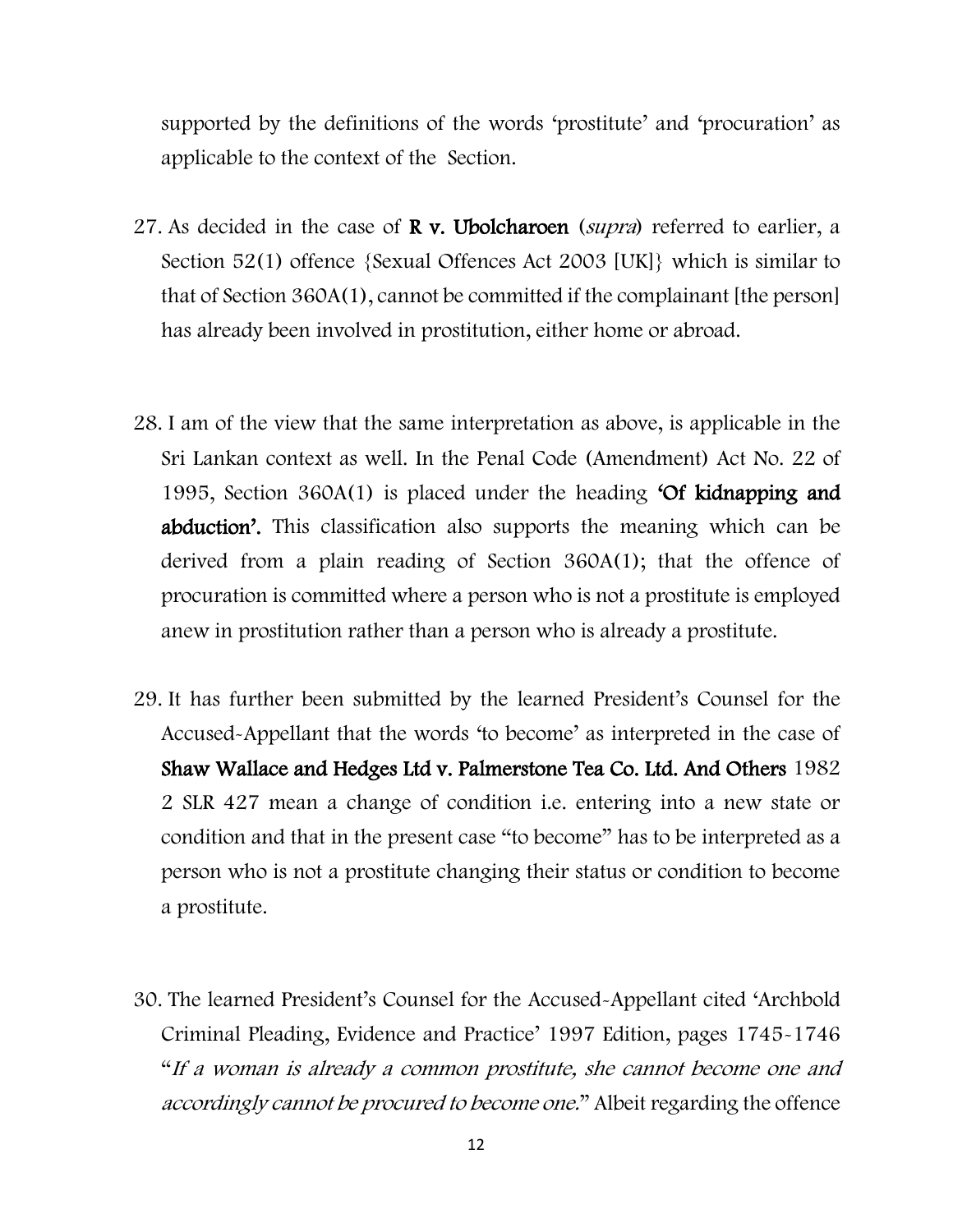supported by the definitions of the words 'prostitute' and 'procuration' as applicable to the context of the Section.

27. As decided in the case of **R v. Ubolcharoen** (*supra*) referred to earlier, a Section 52(1) offence {Sexual Offences Act 2003 [UK]} which is similar to that of Section 360A(1), cannot be committed if the complainant [the person] has already been involved in prostitution, either home or abroad.

28. I am of the view that the same interpretation as above, is applicable in the Sri Lankan context as well. In the Penal Code (Amendment) Act No. 22 of 1995, Section 360A(1) is placed under the heading **'Of kidnapping and abduction'.** This classification also supports the meaning which can be derived from a plain reading of Section 360A(1); that the offence of procuration is committed where a person who is not a prostitute is employed anew in prostitution rather than a person who is already a prostitute.

29. It has further been submitted by the learned President's Counsel for the Accused-Appellant that the words 'to become' as interpreted in the case of **Shaw Wallace and Hedges Ltd v. Palmerstone Tea Co. Ltd. And Others** 1982 2 SLR 427 mean a change of condition i.e. entering into a new state or condition and that in the present case "to become" has to be interpreted as a person who is not a prostitute changing their status or condition to become a prostitute.

30. The learned President's Counsel for the Accused-Appellant cited 'Archbold Criminal Pleading, Evidence and Practice' 1997 Edition, pages 1745-1746 "*If a woman is already a common prostitute, she cannot become one and accordingly cannot be procured to become one.*" Albeit regarding the offence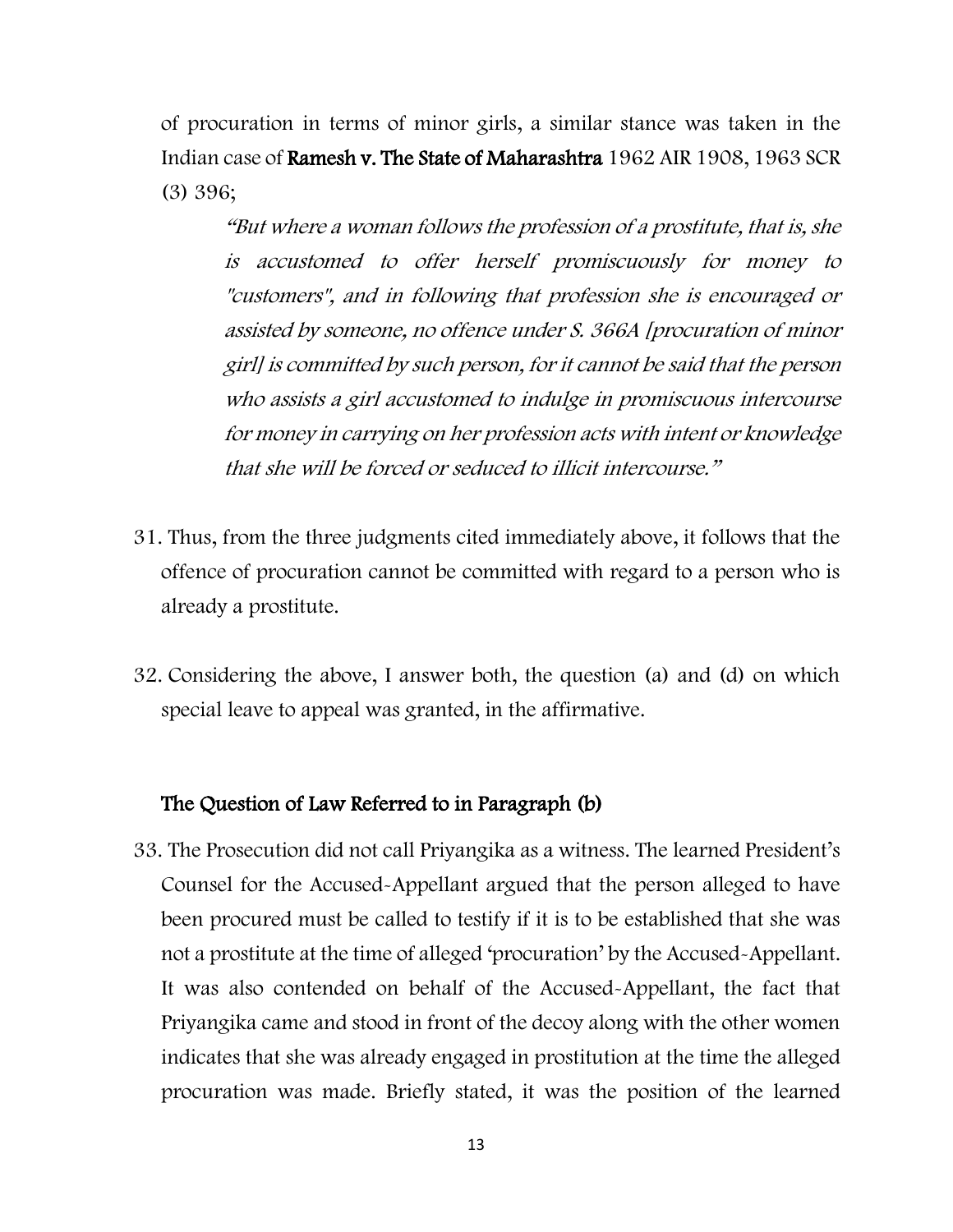of procuration in terms of minor girls, a similar stance was taken in the Indian case of **Ramesh v. The State of Maharashtra** 1962 AIR 1908, 1963 SCR (3) 396;

> *"But where a woman follows the profession of a prostitute, that is, she is accustomed to offer herself promiscuously for money to "customers", and in following that profession she is encouraged or assisted by someone, no offence under S. 366A [procuration of minor girl] is committed by such person, for it cannot be said that the person who assists a girl accustomed to indulge in promiscuous intercourse for money in carrying on her profession acts with intent or knowledge that she will be forced or seduced to illicit intercourse."*

31. Thus, from the three judgments cited immediately above, it follows that the offence of procuration cannot be committed with regard to a person who is already a prostitute.

32. Considering the above, I answer both, the question (a) and (d) on which special leave to appeal was granted, in the affirmative.

### The Question of Law Referred to in Paragraph (b)

33. The Prosecution did not call Priyangika as a witness. The learned President's Counsel for the Accused-Appellant argued that the person alleged to have been procured must be called to testify if it is to be established that she was not a prostitute at the time of alleged 'procuration' by the Accused-Appellant. It was also contended on behalf of the Accused-Appellant, the fact that Priyangika came and stood in front of the decoy along with the other women indicates that she was already engaged in prostitution at the time the alleged procuration was made. Briefly stated, it was the position of the learned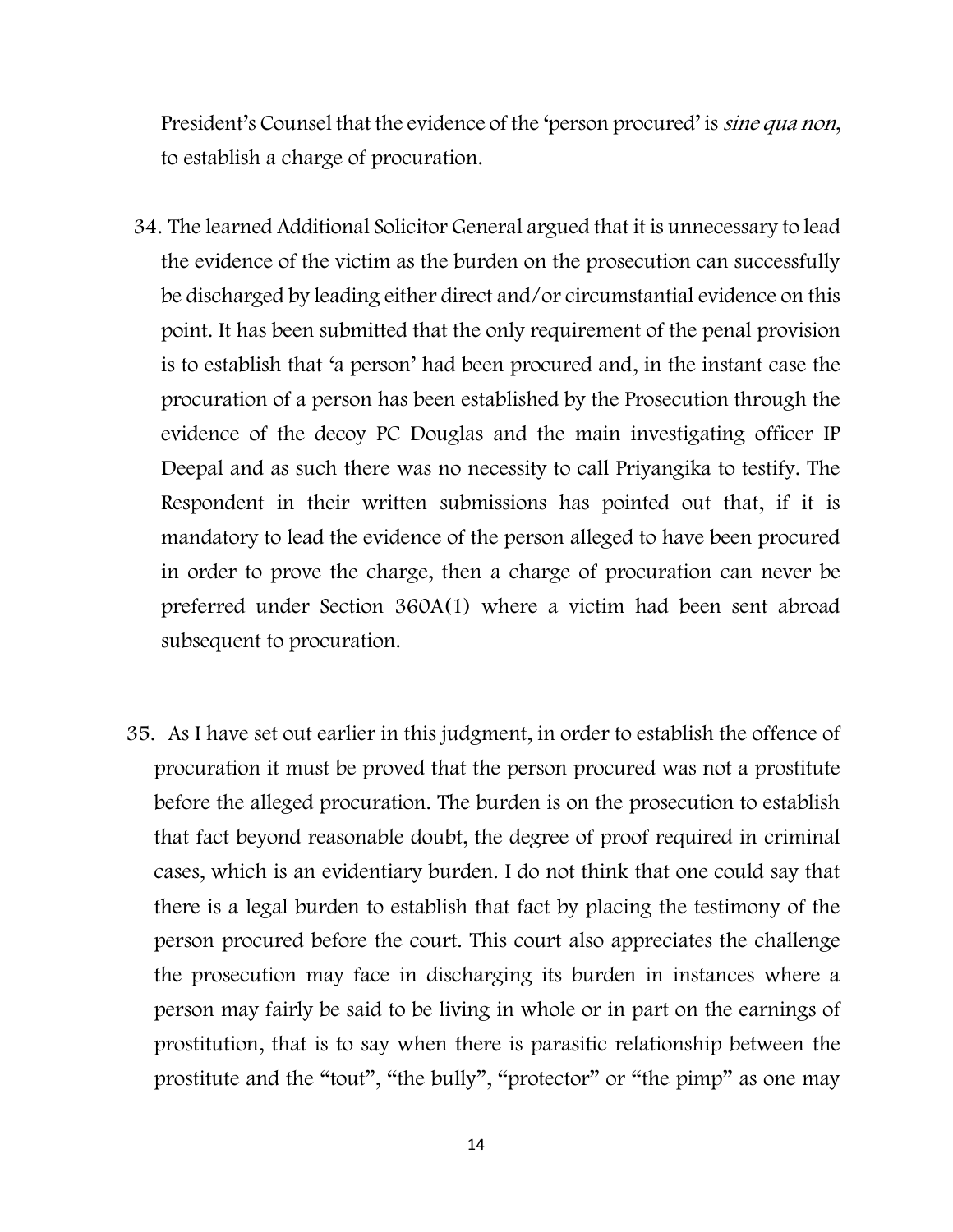President's Counsel that the evidence of the 'person procured' is *sine qua non*, to establish a charge of procuration.

34. The learned Additional Solicitor General argued that it is unnecessary to lead the evidence of the victim as the burden on the prosecution can successfully be discharged by leading either direct and/or circumstantial evidence on this point. It has been submitted that the only requirement of the penal provision is to establish that 'a person' had been procured and, in the instant case the procuration of a person has been established by the Prosecution through the evidence of the decoy PC Douglas and the main investigating officer IP Deepal and as such there was no necessity to call Priyangika to testify. The Respondent in their written submissions has pointed out that, if it is mandatory to lead the evidence of the person alleged to have been procured in order to prove the charge, then a charge of procuration can never be preferred under Section 360A(1) where a victim had been sent abroad subsequent to procuration.

35. As I have set out earlier in this judgment, in order to establish the offence of procuration it must be proved that the person procured was not a prostitute before the alleged procuration. The burden is on the prosecution to establish that fact beyond reasonable doubt, the degree of proof required in criminal cases, which is an evidentiary burden. I do not think that one could say that there is a legal burden to establish that fact by placing the testimony of the person procured before the court. This court also appreciates the challenge the prosecution may face in discharging its burden in instances where a person may fairly be said to be living in whole or in part on the earnings of prostitution, that is to say when there is parasitic relationship between the prostitute and the "tout", "the bully", "protector" or "the pimp" as one may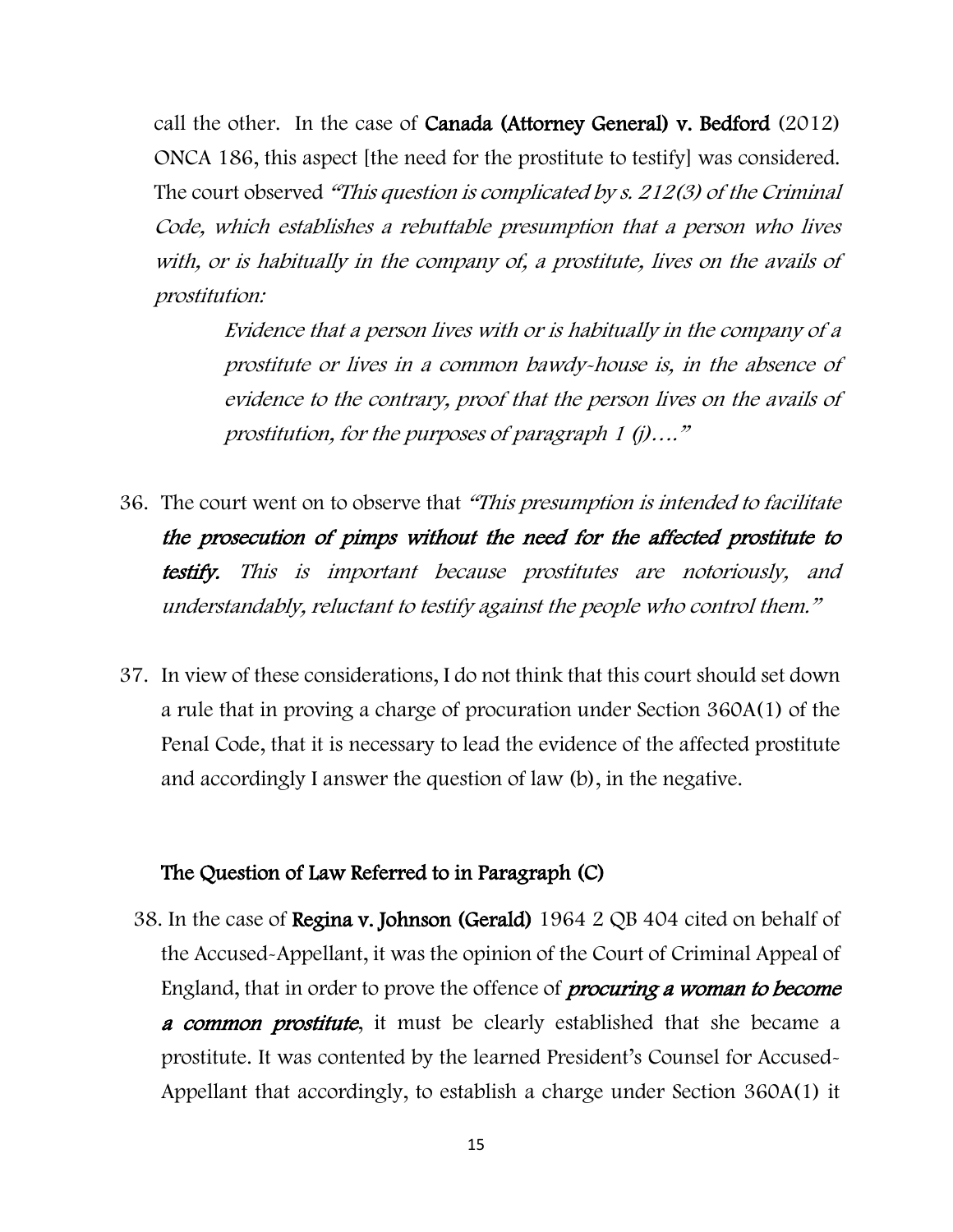call the other. In the case of **Canada (Attorney General) v. Bedford** (2012) ONCA 186, this aspect [the need for the prostitute to testify] was considered. The court observed *"This question is complicated by s. 212(3) of the Criminal Code, which establishes a rebuttable presumption that a person who lives with, or is habitually in the company of, a prostitute, lives on the avails of prostitution:*

> *Evidence that a person lives with or is habitually in the company of a prostitute or lives in a common bawdy-house is, in the absence of evidence to the contrary, proof that the person lives on the avails of prostitution, for the purposes of paragraph 1 (j)…."*

36. The court went on to observe that *"This presumption is intended to facilitate* ***the prosecution of pimps without the need for the affected prostitute to testify.*** *This is important because prostitutes are notoriously, and understandably, reluctant to testify against the people who control them."*

37. In view of these considerations, I do not think that this court should set down a rule that in proving a charge of procuration under Section 360A(1) of the Penal Code, that it is necessary to lead the evidence of the affected prostitute and accordingly I answer the question of law (b), in the negative.

## The Question of Law Referred to in Paragraph (C)

38. In the case of **Regina v. Johnson (Gerald)** 1964 2 QB 404 cited on behalf of the Accused-Appellant, it was the opinion of the Court of Criminal Appeal of England, that in order to prove the offence of ***procuring a woman to become a common prostitute***, it must be clearly established that she became a prostitute. It was contented by the learned President's Counsel for Accused-Appellant that accordingly, to establish a charge under Section 360A(1) it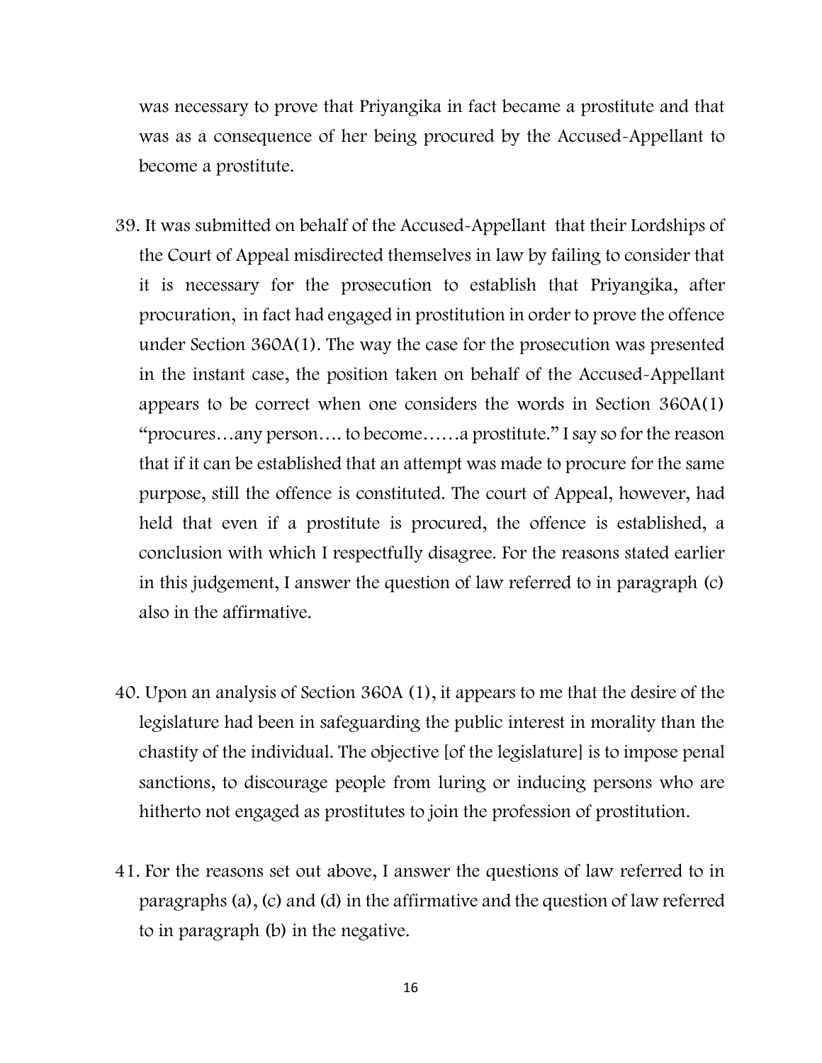was necessary to prove that Priyangika in fact became a prostitute and that was as a consequence of her being procured by the Accused-Appellant to become a prostitute.

39. It was submitted on behalf of the Accused-Appellant that their Lordships of the Court of Appeal misdirected themselves in law by failing to consider that it is necessary for the prosecution to establish that Priyangika, after procuration, in fact had engaged in prostitution in order to prove the offence under Section 360A(1). The way the case for the prosecution was presented in the instant case, the position taken on behalf of the Accused-Appellant appears to be correct when one considers the words in Section 360A(1) "procures…any person…. to become……a prostitute." I say so for the reason that if it can be established that an attempt was made to procure for the same purpose, still the offence is constituted. The court of Appeal, however, had held that even if a prostitute is procured, the offence is established, a conclusion with which I respectfully disagree. For the reasons stated earlier in this judgement, I answer the question of law referred to in paragraph (c) also in the affirmative.

40. Upon an analysis of Section 360A (1), it appears to me that the desire of the legislature had been in safeguarding the public interest in morality than the chastity of the individual. The objective [of the legislature] is to impose penal sanctions, to discourage people from luring or inducing persons who are hitherto not engaged as prostitutes to join the profession of prostitution.

41. For the reasons set out above, I answer the questions of law referred to in paragraphs (a), (c) and (d) in the affirmative and the question of law referred to in paragraph (b) in the negative.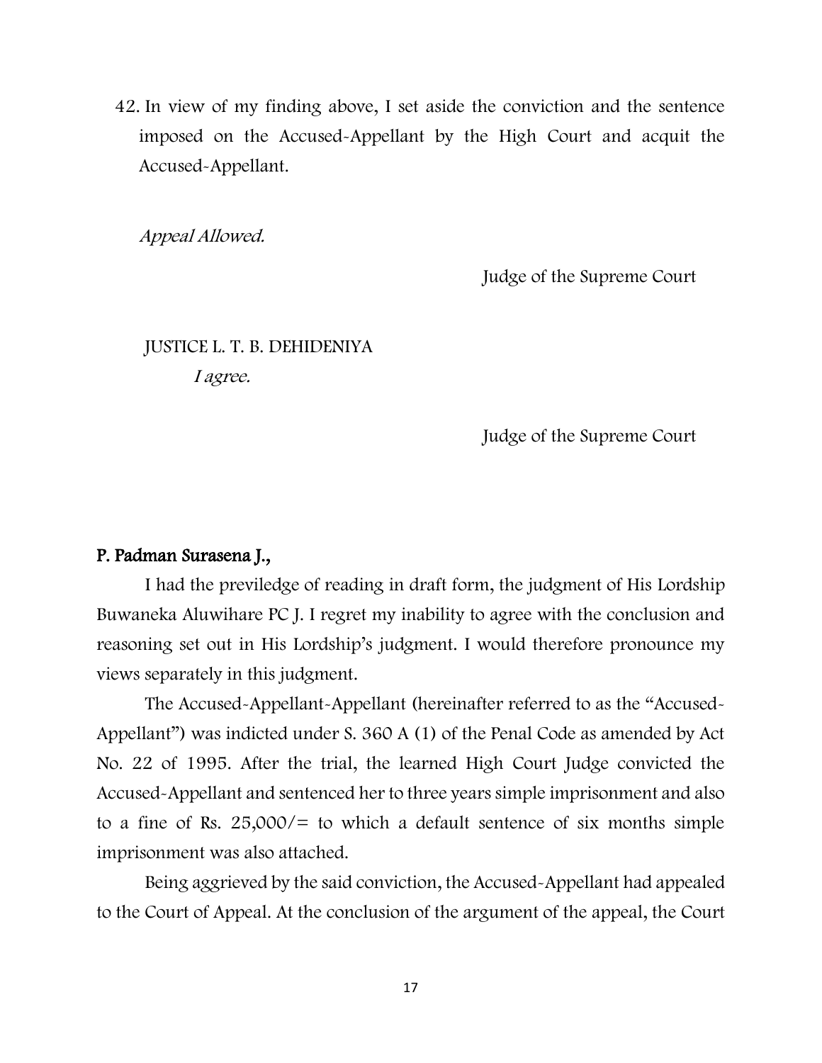42. In view of my finding above, I set aside the conviction and the sentence imposed on the Accused-Appellant by the High Court and acquit the Accused-Appellant.

*Appeal Allowed.*

Judge of the Supreme Court

JUSTICE L. T. B. DEHIDENIYA

*I agree.*

Judge of the Supreme Court

**P. Padman Surasena J.,**

I had the previledge of reading in draft form, the judgment of His Lordship Buwaneka Aluwihare PC J. I regret my inability to agree with the conclusion and reasoning set out in His Lordship's judgment. I would therefore pronounce my views separately in this judgment.

The Accused-Appellant-Appellant (hereinafter referred to as the "Accused-Appellant") was indicted under S. 360 A (1) of the Penal Code as amended by Act No. 22 of 1995. After the trial, the learned High Court Judge convicted the Accused-Appellant and sentenced her to three years simple imprisonment and also to a fine of Rs. 25,000/= to which a default sentence of six months simple imprisonment was also attached.

Being aggrieved by the said conviction, the Accused-Appellant had appealed to the Court of Appeal. At the conclusion of the argument of the appeal, the Court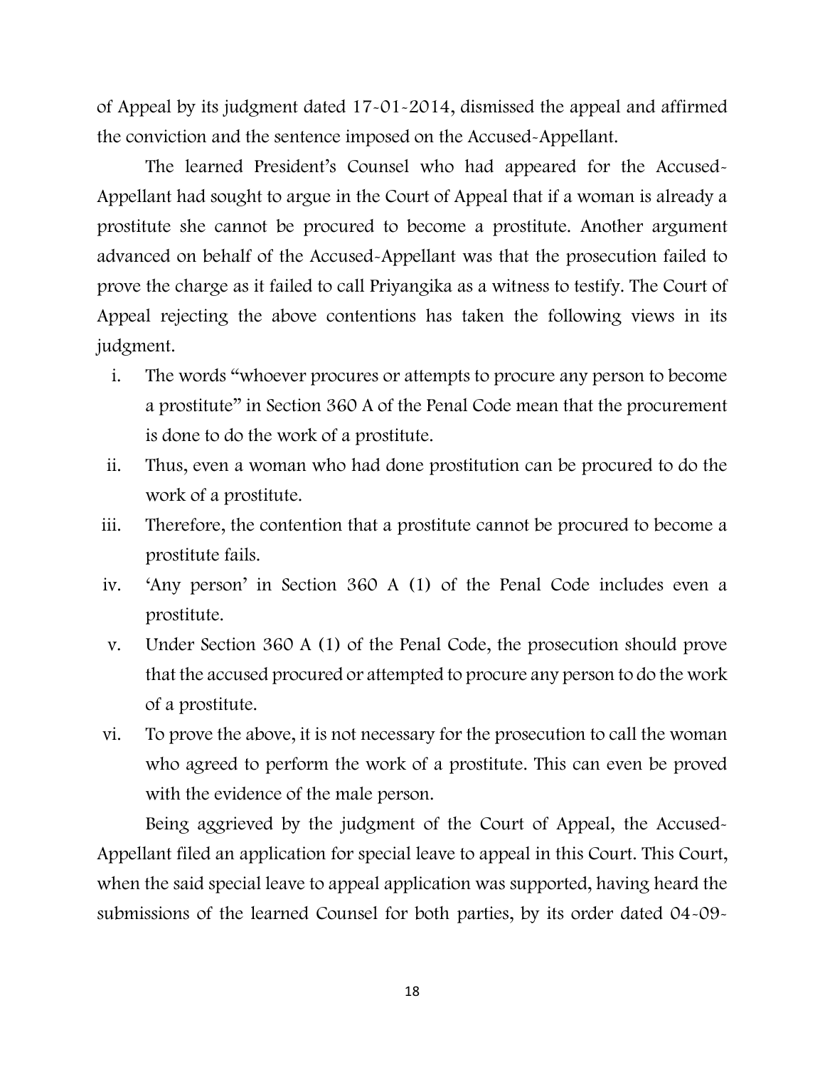of Appeal by its judgment dated 17-01-2014, dismissed the appeal and affirmed the conviction and the sentence imposed on the Accused-Appellant.

The learned President's Counsel who had appeared for the Accused-Appellant had sought to argue in the Court of Appeal that if a woman is already a prostitute she cannot be procured to become a prostitute. Another argument advanced on behalf of the Accused-Appellant was that the prosecution failed to prove the charge as it failed to call Priyangika as a witness to testify. The Court of Appeal rejecting the above contentions has taken the following views in its judgment.

i. The words "whoever procures or attempts to procure any person to become a prostitute" in Section 360 A of the Penal Code mean that the procurement is done to do the work of a prostitute.
ii. Thus, even a woman who had done prostitution can be procured to do the work of a prostitute.
iii. Therefore, the contention that a prostitute cannot be procured to become a prostitute fails.
iv. 'Any person' in Section 360 A (1) of the Penal Code includes even a prostitute.
v. Under Section 360 A (1) of the Penal Code, the prosecution should prove that the accused procured or attempted to procure any person to do the work of a prostitute.
vi. To prove the above, it is not necessary for the prosecution to call the woman who agreed to perform the work of a prostitute. This can even be proved with the evidence of the male person.

Being aggrieved by the judgment of the Court of Appeal, the Accused-Appellant filed an application for special leave to appeal in this Court. This Court, when the said special leave to appeal application was supported, having heard the submissions of the learned Counsel for both parties, by its order dated 04-09-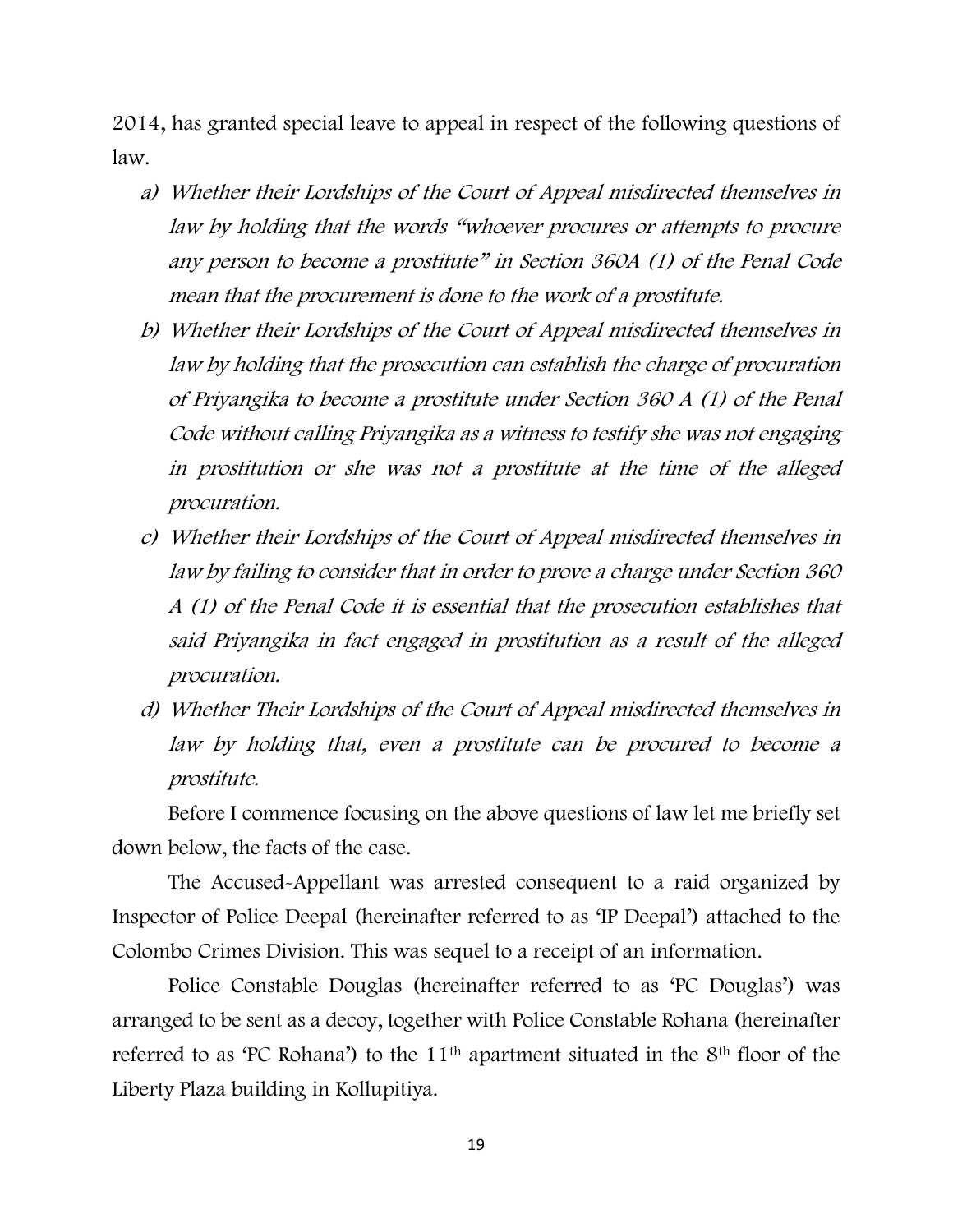2014, has granted special leave to appeal in respect of the following questions of law.

a) *Whether their Lordships of the Court of Appeal misdirected themselves in law by holding that the words "whoever procures or attempts to procure any person to become a prostitute" in Section 360A (1) of the Penal Code mean that the procurement is done to the work of a prostitute.*

b) *Whether their Lordships of the Court of Appeal misdirected themselves in law by holding that the prosecution can establish the charge of procuration of Priyangika to become a prostitute under Section 360 A (1) of the Penal Code without calling Priyangika as a witness to testify she was not engaging in prostitution or she was not a prostitute at the time of the alleged procuration.*

c) *Whether their Lordships of the Court of Appeal misdirected themselves in law by failing to consider that in order to prove a charge under Section 360 A (1) of the Penal Code it is essential that the prosecution establishes that said Priyangika in fact engaged in prostitution as a result of the alleged procuration.*

d) *Whether Their Lordships of the Court of Appeal misdirected themselves in law by holding that, even a prostitute can be procured to become a prostitute.*

Before I commence focusing on the above questions of law let me briefly set down below, the facts of the case.

The Accused-Appellant was arrested consequent to a raid organized by Inspector of Police Deepal (hereinafter referred to as 'IP Deepal') attached to the Colombo Crimes Division. This was sequel to a receipt of an information.

Police Constable Douglas (hereinafter referred to as 'PC Douglas') was arranged to be sent as a decoy, together with Police Constable Rohana (hereinafter referred to as 'PC Rohana') to the 11th apartment situated in the 8th floor of the Liberty Plaza building in Kollupitiya.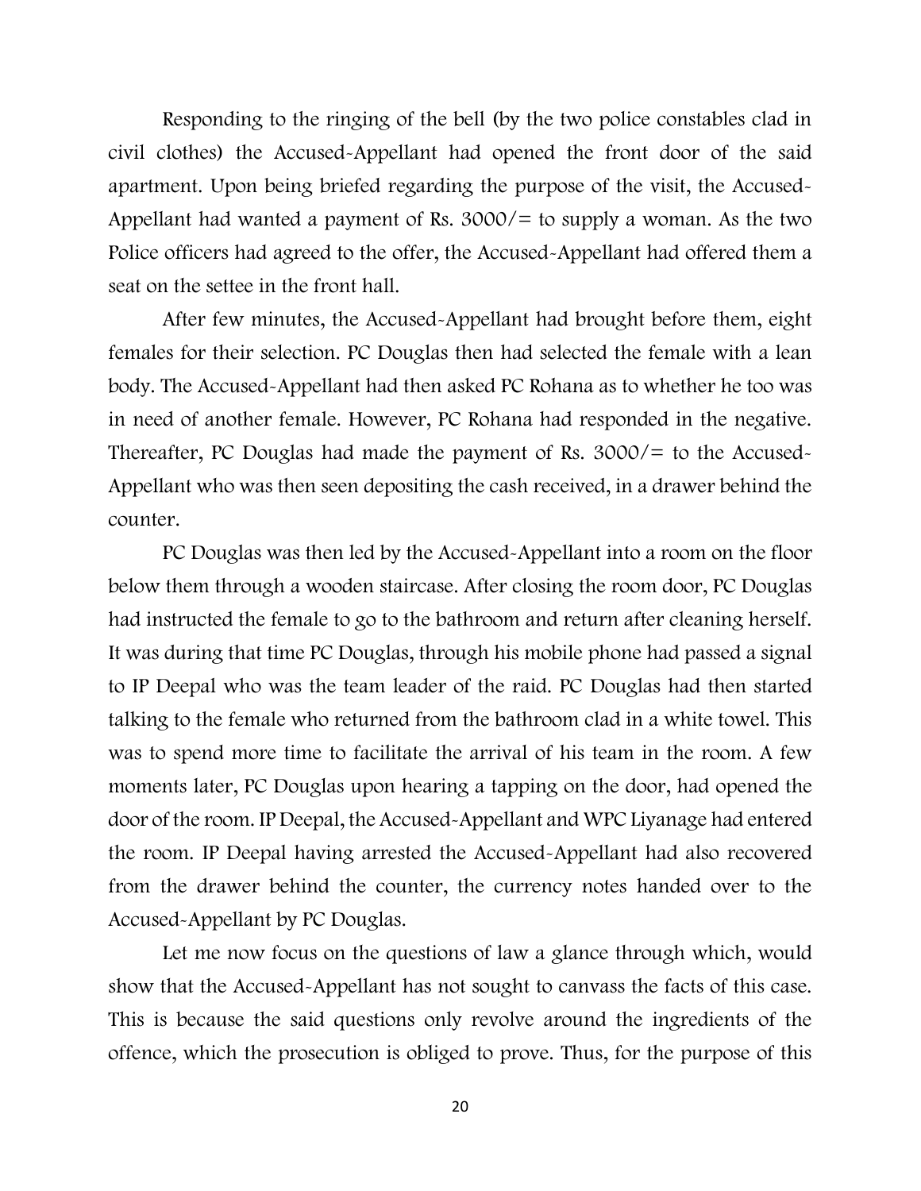Responding to the ringing of the bell (by the two police constables clad in civil clothes) the Accused-Appellant had opened the front door of the said apartment. Upon being briefed regarding the purpose of the visit, the Accused-Appellant had wanted a payment of Rs. 3000/= to supply a woman. As the two Police officers had agreed to the offer, the Accused-Appellant had offered them a seat on the settee in the front hall.

After few minutes, the Accused-Appellant had brought before them, eight females for their selection. PC Douglas then had selected the female with a lean body. The Accused-Appellant had then asked PC Rohana as to whether he too was in need of another female. However, PC Rohana had responded in the negative. Thereafter, PC Douglas had made the payment of Rs. 3000/= to the Accused-Appellant who was then seen depositing the cash received, in a drawer behind the counter.

PC Douglas was then led by the Accused-Appellant into a room on the floor below them through a wooden staircase. After closing the room door, PC Douglas had instructed the female to go to the bathroom and return after cleaning herself. It was during that time PC Douglas, through his mobile phone had passed a signal to IP Deepal who was the team leader of the raid. PC Douglas had then started talking to the female who returned from the bathroom clad in a white towel. This was to spend more time to facilitate the arrival of his team in the room. A few moments later, PC Douglas upon hearing a tapping on the door, had opened the door of the room. IP Deepal, the Accused-Appellant and WPC Liyanage had entered the room. IP Deepal having arrested the Accused-Appellant had also recovered from the drawer behind the counter, the currency notes handed over to the Accused-Appellant by PC Douglas.

Let me now focus on the questions of law a glance through which, would show that the Accused-Appellant has not sought to canvass the facts of this case. This is because the said questions only revolve around the ingredients of the offence, which the prosecution is obliged to prove. Thus, for the purpose of this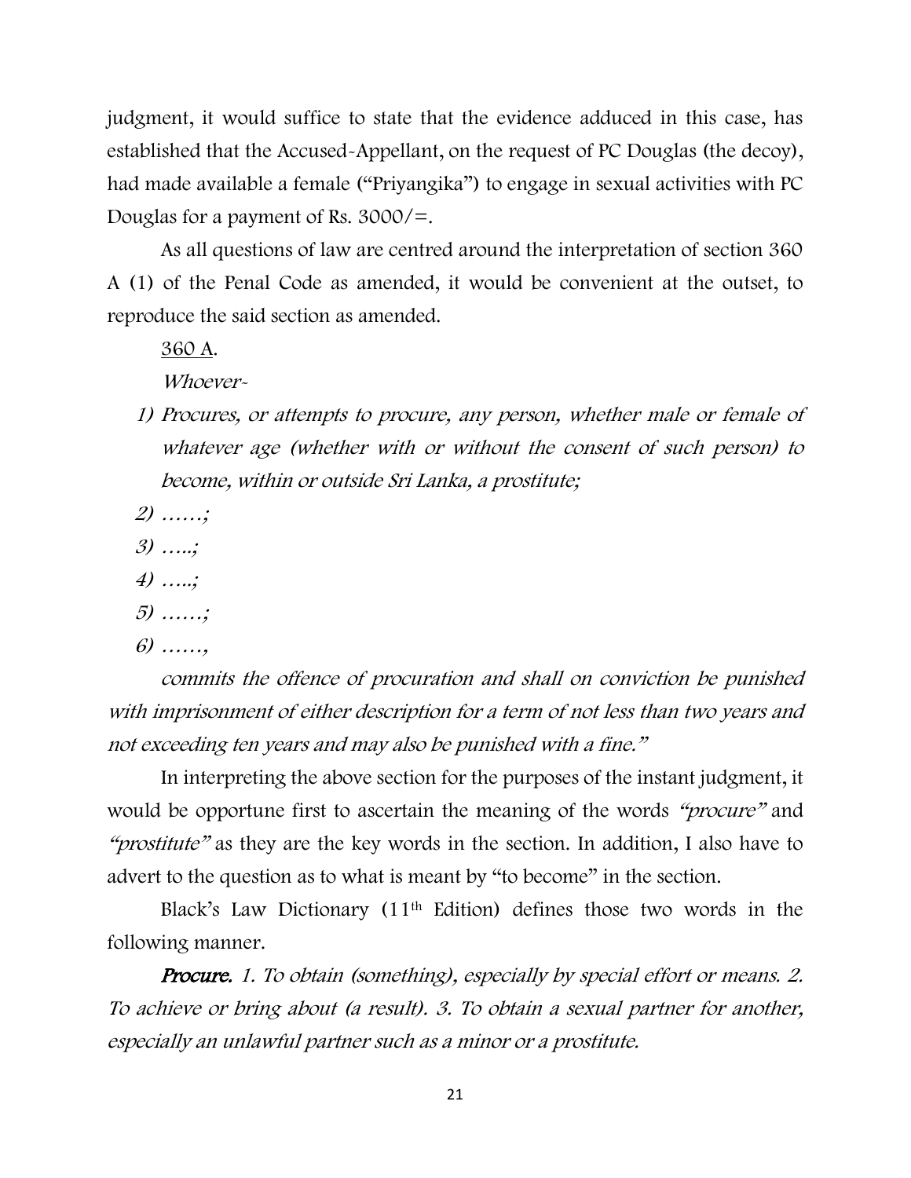judgment, it would suffice to state that the evidence adduced in this case, has established that the Accused-Appellant, on the request of PC Douglas (the decoy), had made available a female ("Priyangika") to engage in sexual activities with PC Douglas for a payment of Rs. 3000/=.

As all questions of law are centred around the interpretation of section 360 A (1) of the Penal Code as amended, it would be convenient at the outset, to reproduce the said section as amended.

<u>360 A</u>.

*Whoever-*

1) *Procures, or attempts to procure, any person, whether male or female of whatever age (whether with or without the consent of such person) to become, within or outside Sri Lanka, a prostitute;*
2) *……;*
3) *…..;*
4) *…..;*
5) *……;*
6) *……,*

*commits the offence of procuration and shall on conviction be punished with imprisonment of either description for a term of not less than two years and not exceeding ten years and may also be punished with a fine."*

In interpreting the above section for the purposes of the instant judgment, it would be opportune first to ascertain the meaning of the words *"procure"* and *"prostitute"* as they are the key words in the section. In addition, I also have to advert to the question as to what is meant by "to become" in the section.

Black's Law Dictionary (11th Edition) defines those two words in the following manner.

***Procure.*** *1. To obtain (something), especially by special effort or means. 2. To achieve or bring about (a result). 3. To obtain a sexual partner for another, especially an unlawful partner such as a minor or a prostitute.*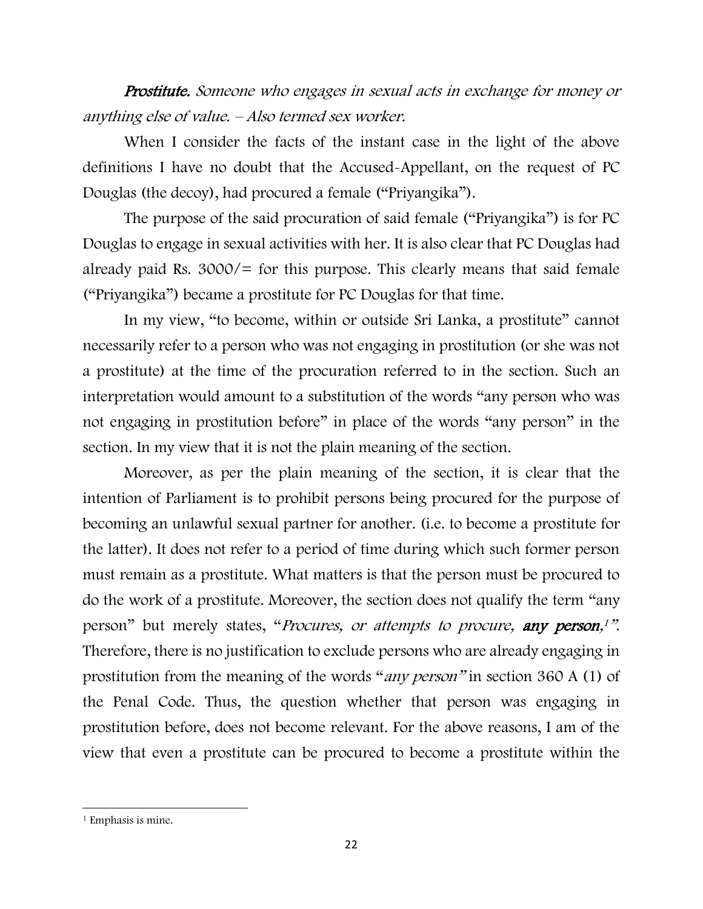***Prostitute.*** *Someone who engages in sexual acts in exchange for money or anything else of value. – Also termed sex worker.*

When I consider the facts of the instant case in the light of the above definitions I have no doubt that the Accused-Appellant, on the request of PC Douglas (the decoy), had procured a female ("Priyangika").

The purpose of the said procuration of said female ("Priyangika") is for PC Douglas to engage in sexual activities with her. It is also clear that PC Douglas had already paid Rs. 3000/= for this purpose. This clearly means that said female ("Priyangika") became a prostitute for PC Douglas for that time.

In my view, "to become, within or outside Sri Lanka, a prostitute" cannot necessarily refer to a person who was not engaging in prostitution (or she was not a prostitute) at the time of the procuration referred to in the section. Such an interpretation would amount to a substitution of the words "any person who was not engaging in prostitution before" in place of the words "any person" in the section. In my view that it is not the plain meaning of the section.

Moreover, as per the plain meaning of the section, it is clear that the intention of Parliament is to prohibit persons being procured for the purpose of becoming an unlawful sexual partner for another. (i.e. to become a prostitute for the latter). It does not refer to a period of time during which such former person must remain as a prostitute. What matters is that the person must be procured to do the work of a prostitute. Moreover, the section does not qualify the term "any person" but merely states, "*Procures, or attempts to procure,* ***any person***,[1]". Therefore, there is no justification to exclude persons who are already engaging in prostitution from the meaning of the words "*any person*" in section 360 A (1) of the Penal Code. Thus, the question whether that person was engaging in prostitution before, does not become relevant. For the above reasons, I am of the view that even a prostitute can be procured to become a prostitute within the

---

[1] Emphasis is mine.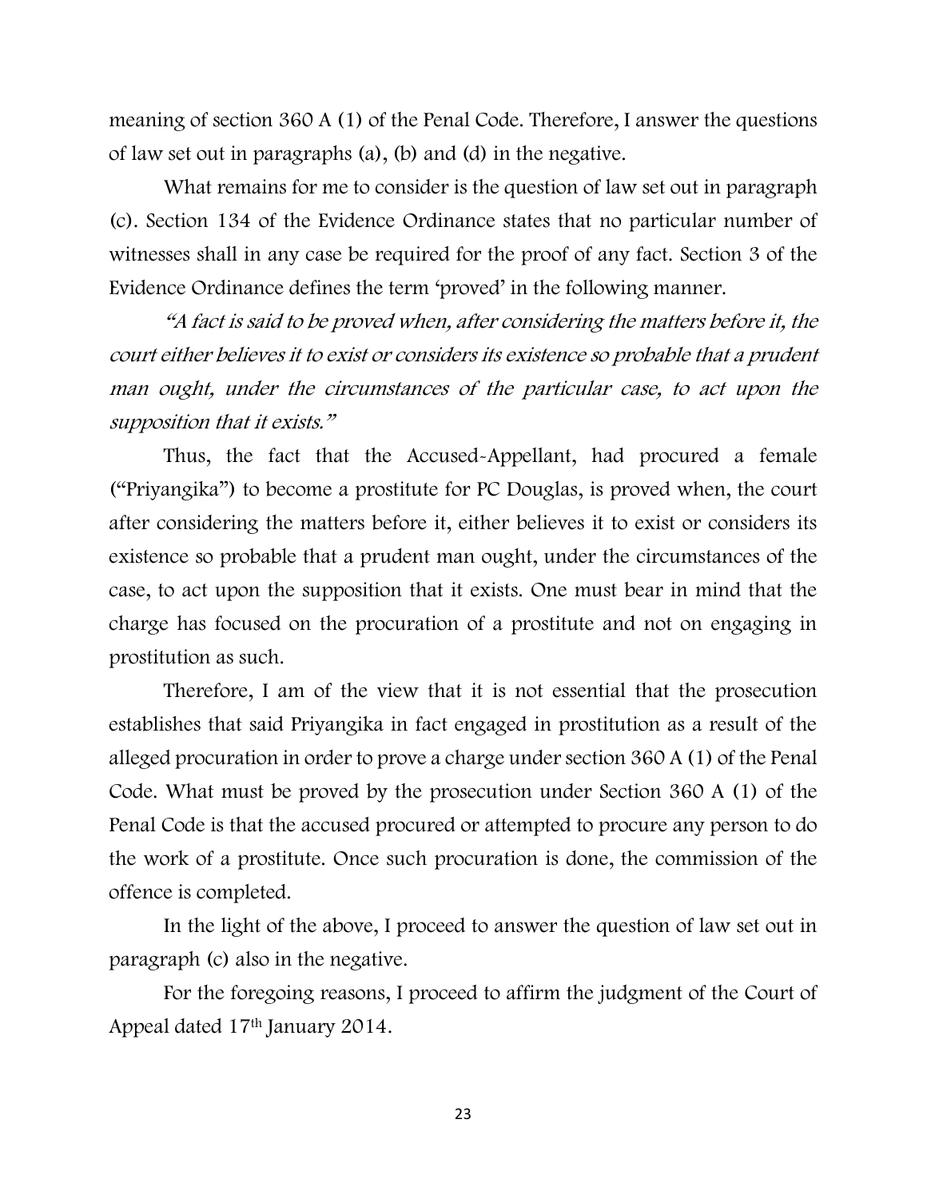meaning of section 360 A (1) of the Penal Code. Therefore, I answer the questions of law set out in paragraphs (a), (b) and (d) in the negative.

What remains for me to consider is the question of law set out in paragraph (c). Section 134 of the Evidence Ordinance states that no particular number of witnesses shall in any case be required for the proof of any fact. Section 3 of the Evidence Ordinance defines the term 'proved' in the following manner.

*"A fact is said to be proved when, after considering the matters before it, the court either believes it to exist or considers its existence so probable that a prudent man ought, under the circumstances of the particular case, to act upon the supposition that it exists."*

Thus, the fact that the Accused-Appellant, had procured a female ("Priyangika") to become a prostitute for PC Douglas, is proved when, the court after considering the matters before it, either believes it to exist or considers its existence so probable that a prudent man ought, under the circumstances of the case, to act upon the supposition that it exists. One must bear in mind that the charge has focused on the procuration of a prostitute and not on engaging in prostitution as such.

Therefore, I am of the view that it is not essential that the prosecution establishes that said Priyangika in fact engaged in prostitution as a result of the alleged procuration in order to prove a charge under section 360 A (1) of the Penal Code. What must be proved by the prosecution under Section 360 A (1) of the Penal Code is that the accused procured or attempted to procure any person to do the work of a prostitute. Once such procuration is done, the commission of the offence is completed.

In the light of the above, I proceed to answer the question of law set out in paragraph (c) also in the negative.

For the foregoing reasons, I proceed to affirm the judgment of the Court of Appeal dated 17th January 2014.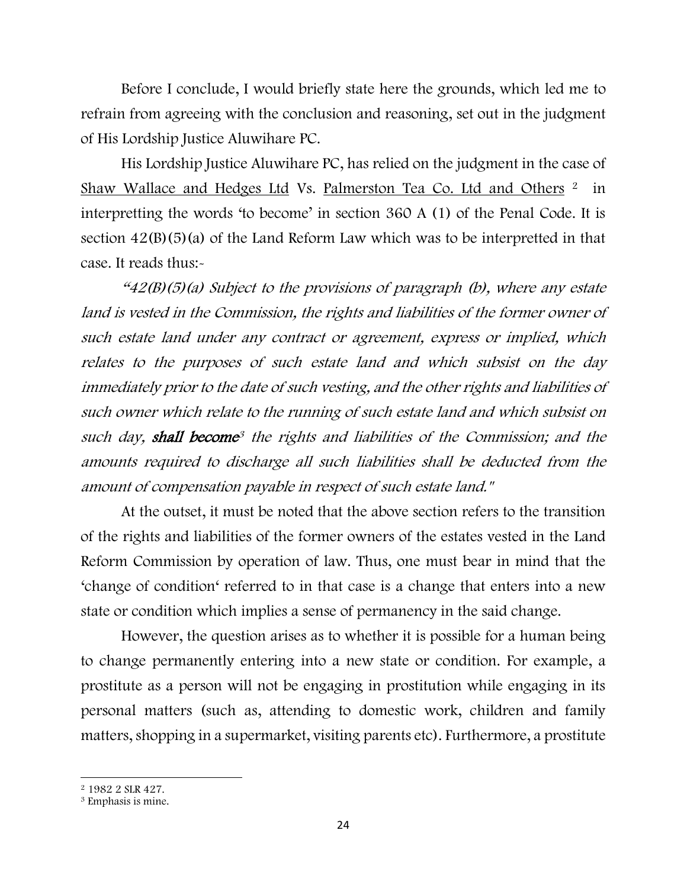Before I conclude, I would briefly state here the grounds, which led me to refrain from agreeing with the conclusion and reasoning, set out in the judgment of His Lordship Justice Aluwihare PC.

His Lordship Justice Aluwihare PC, has relied on the judgment in the case of Shaw Wallace and Hedges Ltd Vs. Palmerston Tea Co. Ltd and Others [2] in interpretting the words 'to become' in section 360 A (1) of the Penal Code. It is section 42(B)(5)(a) of the Land Reform Law which was to be interpretted in that case. It reads thus:-

*"42(B)(5)(a) Subject to the provisions of paragraph (b), where any estate land is vested in the Commission, the rights and liabilities of the former owner of such estate land under any contract or agreement, express or implied, which relates to the purposes of such estate land and which subsist on the day immediately prior to the date of such vesting, and the other rights and liabilities of such owner which relate to the running of such estate land and which subsist on such day, **shall become**[3] the rights and liabilities of the Commission; and the amounts required to discharge all such liabilities shall be deducted from the amount of compensation payable in respect of such estate land."*

At the outset, it must be noted that the above section refers to the transition of the rights and liabilities of the former owners of the estates vested in the Land Reform Commission by operation of law. Thus, one must bear in mind that the 'change of condition' referred to in that case is a change that enters into a new state or condition which implies a sense of permanency in the said change.

However, the question arises as to whether it is possible for a human being to change permanently entering into a new state or condition. For example, a prostitute as a person will not be engaging in prostitution while engaging in its personal matters (such as, attending to domestic work, children and family matters, shopping in a supermarket, visiting parents etc). Furthermore, a prostitute

[2] 1982 2 SLR 427.

[3] Emphasis is mine.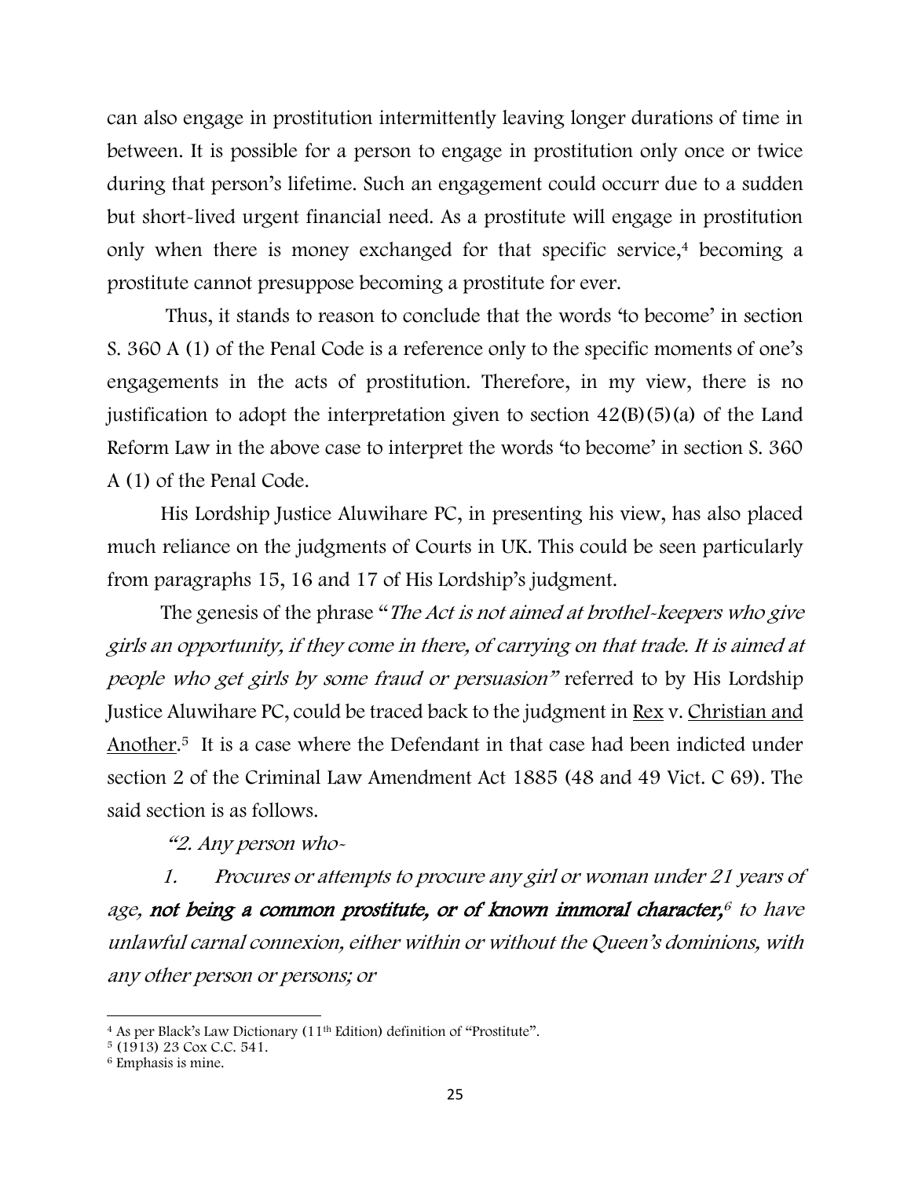can also engage in prostitution intermittently leaving longer durations of time in between. It is possible for a person to engage in prostitution only once or twice during that person's lifetime. Such an engagement could occurr due to a sudden but short-lived urgent financial need. As a prostitute will engage in prostitution only when there is money exchanged for that specific service,[4] becoming a prostitute cannot presuppose becoming a prostitute for ever.

Thus, it stands to reason to conclude that the words 'to become' in section S. 360 A (1) of the Penal Code is a reference only to the specific moments of one's engagements in the acts of prostitution. Therefore, in my view, there is no justification to adopt the interpretation given to section 42(B)(5)(a) of the Land Reform Law in the above case to interpret the words 'to become' in section S. 360 A (1) of the Penal Code.

His Lordship Justice Aluwihare PC, in presenting his view, has also placed much reliance on the judgments of Courts in UK. This could be seen particularly from paragraphs 15, 16 and 17 of His Lordship's judgment.

The genesis of the phrase "*The Act is not aimed at brothel-keepers who give girls an opportunity, if they come in there, of carrying on that trade. It is aimed at people who get girls by some fraud or persuasion*" referred to by His Lordship Justice Aluwihare PC, could be traced back to the judgment in Rex v. Christian and Another.[5] It is a case where the Defendant in that case had been indicted under section 2 of the Criminal Law Amendment Act 1885 (48 and 49 Vict. C 69). The said section is as follows.

*"2. Any person who-*

*1. Procures or attempts to procure any girl or woman under 21 years of age, **not being a common prostitute, or of known immoral character,**[6] to have unlawful carnal connexion, either within or without the Queen's dominions, with any other person or persons; or*

---

[4] As per Black's Law Dictionary (11th Edition) definition of "Prostitute".

[5] (1913) 23 Cox C.C. 541.

[6] Emphasis is mine.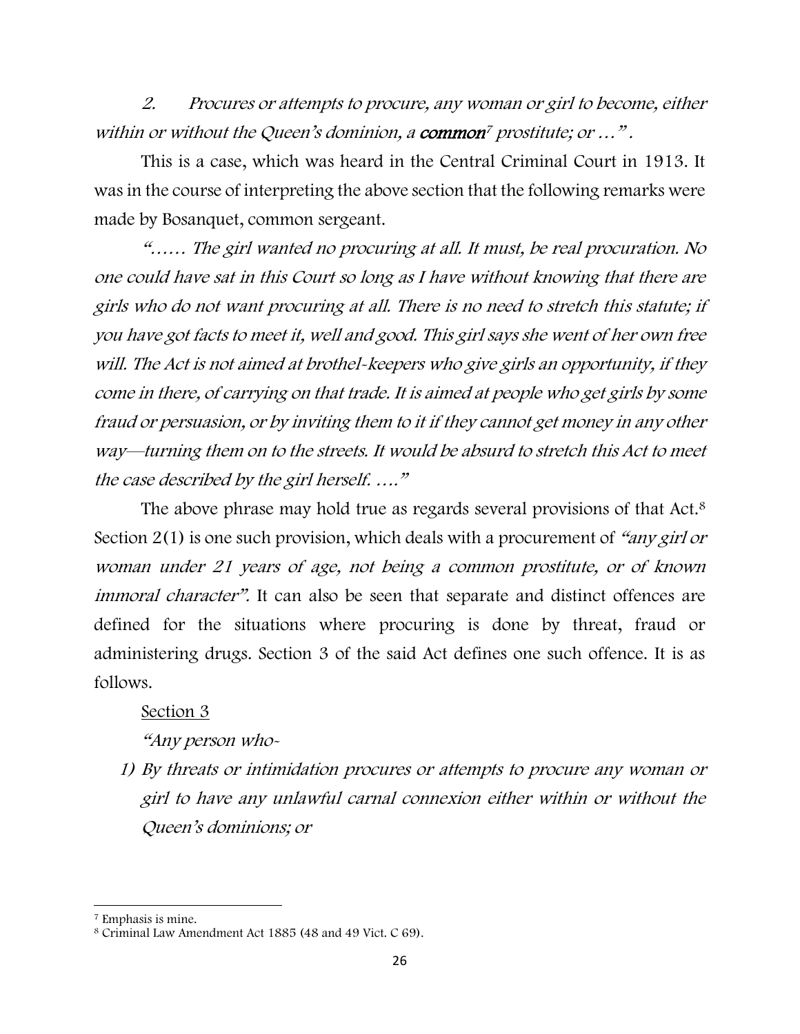*2. Procures or attempts to procure, any woman or girl to become, either within or without the Queen's dominion, a* ***common***[7] *prostitute; or …".*

This is a case, which was heard in the Central Criminal Court in 1913. It was in the course of interpreting the above section that the following remarks were made by Bosanquet, common sergeant.

*"…… The girl wanted no procuring at all. It must, be real procuration. No one could have sat in this Court so long as I have without knowing that there are girls who do not want procuring at all. There is no need to stretch this statute; if you have got facts to meet it, well and good. This girl says she went of her own free will. The Act is not aimed at brothel-keepers who give girls an opportunity, if they come in there, of carrying on that trade. It is aimed at people who get girls by some fraud or persuasion, or by inviting them to it if they cannot get money in any other way—turning them on to the streets. It would be absurd to stretch this Act to meet the case described by the girl herself. …."*

The above phrase may hold true as regards several provisions of that Act.[8] Section 2(1) is one such provision, which deals with a procurement of *"any girl or woman under 21 years of age, not being a common prostitute, or of known immoral character".* It can also be seen that separate and distinct offences are defined for the situations where procuring is done by threat, fraud or administering drugs. Section 3 of the said Act defines one such offence. It is as follows.

<u>Section 3</u>

*"Any person who-*

1) *By threats or intimidation procures or attempts to procure any woman or girl to have any unlawful carnal connexion either within or without the Queen's dominions; or*

---

[7] Emphasis is mine.

[8] Criminal Law Amendment Act 1885 (48 and 49 Vict. C 69).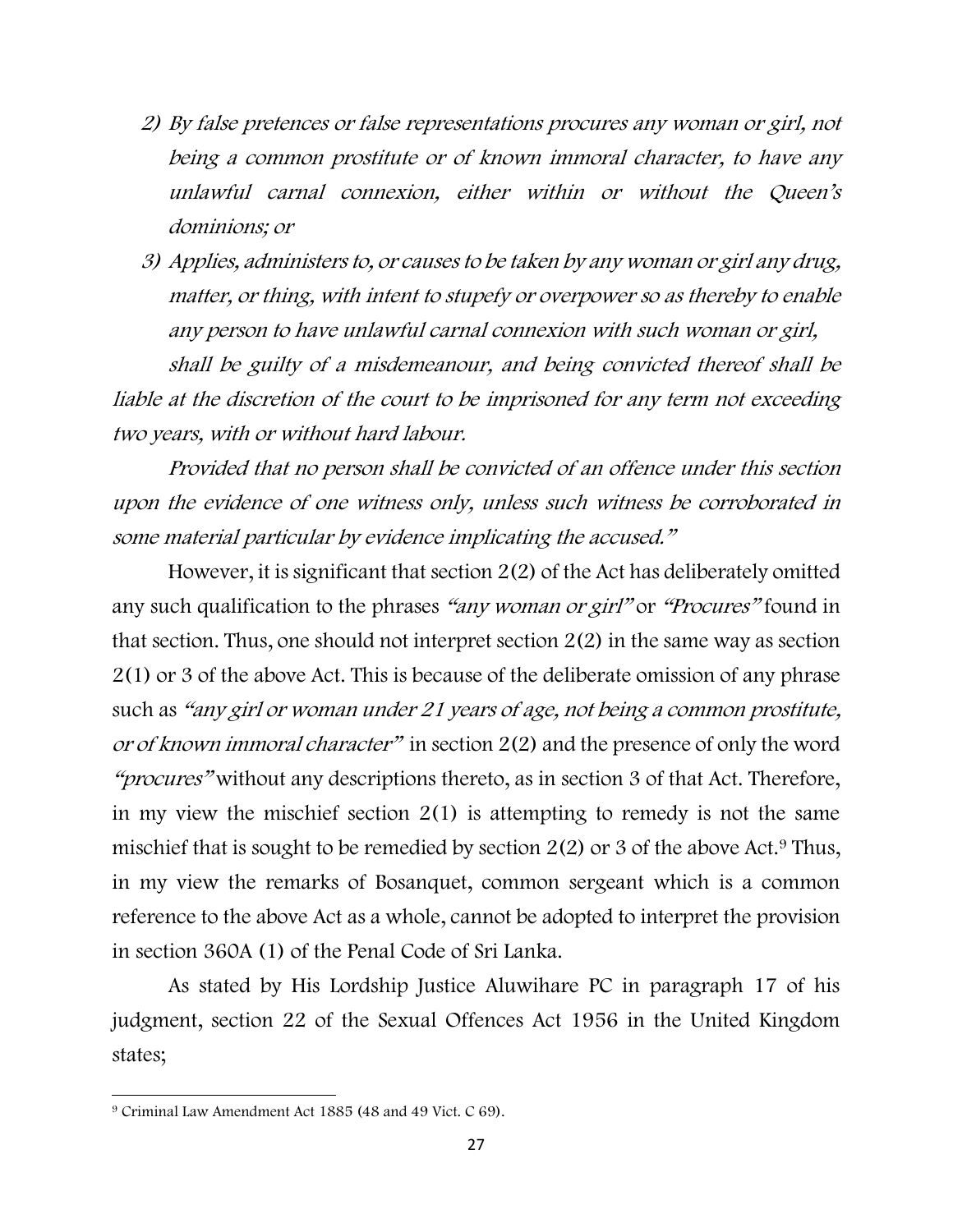*2) By false pretences or false representations procures any woman or girl, not being a common prostitute or of known immoral character, to have any unlawful carnal connexion, either within or without the Queen's dominions; or*

*3) Applies, administers to, or causes to be taken by any woman or girl any drug, matter, or thing, with intent to stupefy or overpower so as thereby to enable any person to have unlawful carnal connexion with such woman or girl,*

*shall be guilty of a misdemeanour, and being convicted thereof shall be liable at the discretion of the court to be imprisoned for any term not exceeding two years, with or without hard labour.*

*Provided that no person shall be convicted of an offence under this section upon the evidence of one witness only, unless such witness be corroborated in some material particular by evidence implicating the accused."*

However, it is significant that section 2(2) of the Act has deliberately omitted any such qualification to the phrases *"any woman or girl"* or *"Procures"* found in that section. Thus, one should not interpret section 2(2) in the same way as section 2(1) or 3 of the above Act. This is because of the deliberate omission of any phrase such as *"any girl or woman under 21 years of age, not being a common prostitute, or of known immoral character"* in section 2(2) and the presence of only the word *"procures"* without any descriptions thereto, as in section 3 of that Act. Therefore, in my view the mischief section 2(1) is attempting to remedy is not the same mischief that is sought to be remedied by section 2(2) or 3 of the above Act.[9] Thus, in my view the remarks of Bosanquet, common sergeant which is a common reference to the above Act as a whole, cannot be adopted to interpret the provision in section 360A (1) of the Penal Code of Sri Lanka.

As stated by His Lordship Justice Aluwihare PC in paragraph 17 of his judgment, section 22 of the Sexual Offences Act 1956 in the United Kingdom states;

---

[9] Criminal Law Amendment Act 1885 (48 and 49 Vict. C 69).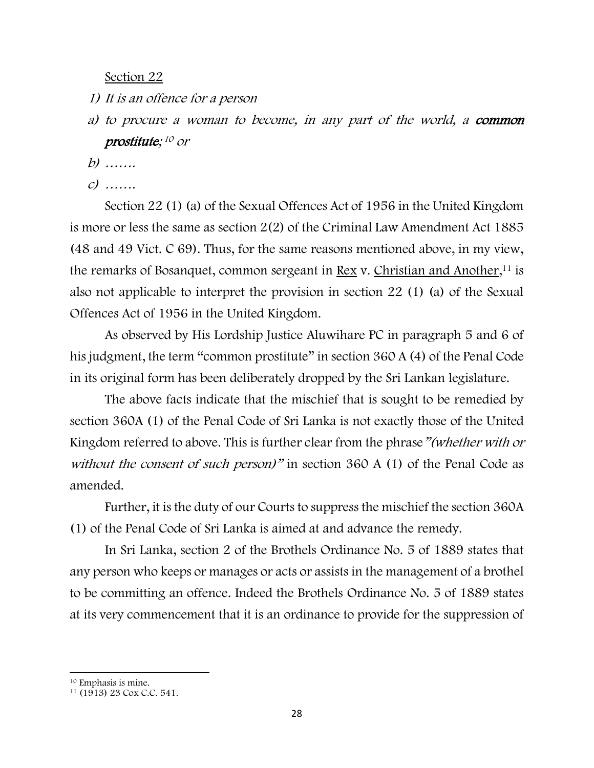Section 22

1) *It is an offence for a person*

a) *to procure a woman to become, in any part of the world, a* ***common prostitute****;*[10] *or*

b) *…….*

c) *…….*

Section 22 (1) (a) of the Sexual Offences Act of 1956 in the United Kingdom is more or less the same as section 2(2) of the Criminal Law Amendment Act 1885 (48 and 49 Vict. C 69). Thus, for the same reasons mentioned above, in my view, the remarks of Bosanquet, common sergeant in Rex v. Christian and Another,[11] is also not applicable to interpret the provision in section 22 (1) (a) of the Sexual Offences Act of 1956 in the United Kingdom.

As observed by His Lordship Justice Aluwihare PC in paragraph 5 and 6 of his judgment, the term "common prostitute" in section 360 A (4) of the Penal Code in its original form has been deliberately dropped by the Sri Lankan legislature.

The above facts indicate that the mischief that is sought to be remedied by section 360A (1) of the Penal Code of Sri Lanka is not exactly those of the United Kingdom referred to above. This is further clear from the phrase *"(whether with or without the consent of such person)"* in section 360 A (1) of the Penal Code as amended.

Further, it is the duty of our Courts to suppress the mischief the section 360A (1) of the Penal Code of Sri Lanka is aimed at and advance the remedy.

In Sri Lanka, section 2 of the Brothels Ordinance No. 5 of 1889 states that any person who keeps or manages or acts or assists in the management of a brothel to be committing an offence. Indeed the Brothels Ordinance No. 5 of 1889 states at its very commencement that it is an ordinance to provide for the suppression of

---

[10] Emphasis is mine.

[11] (1913) 23 Cox C.C. 541.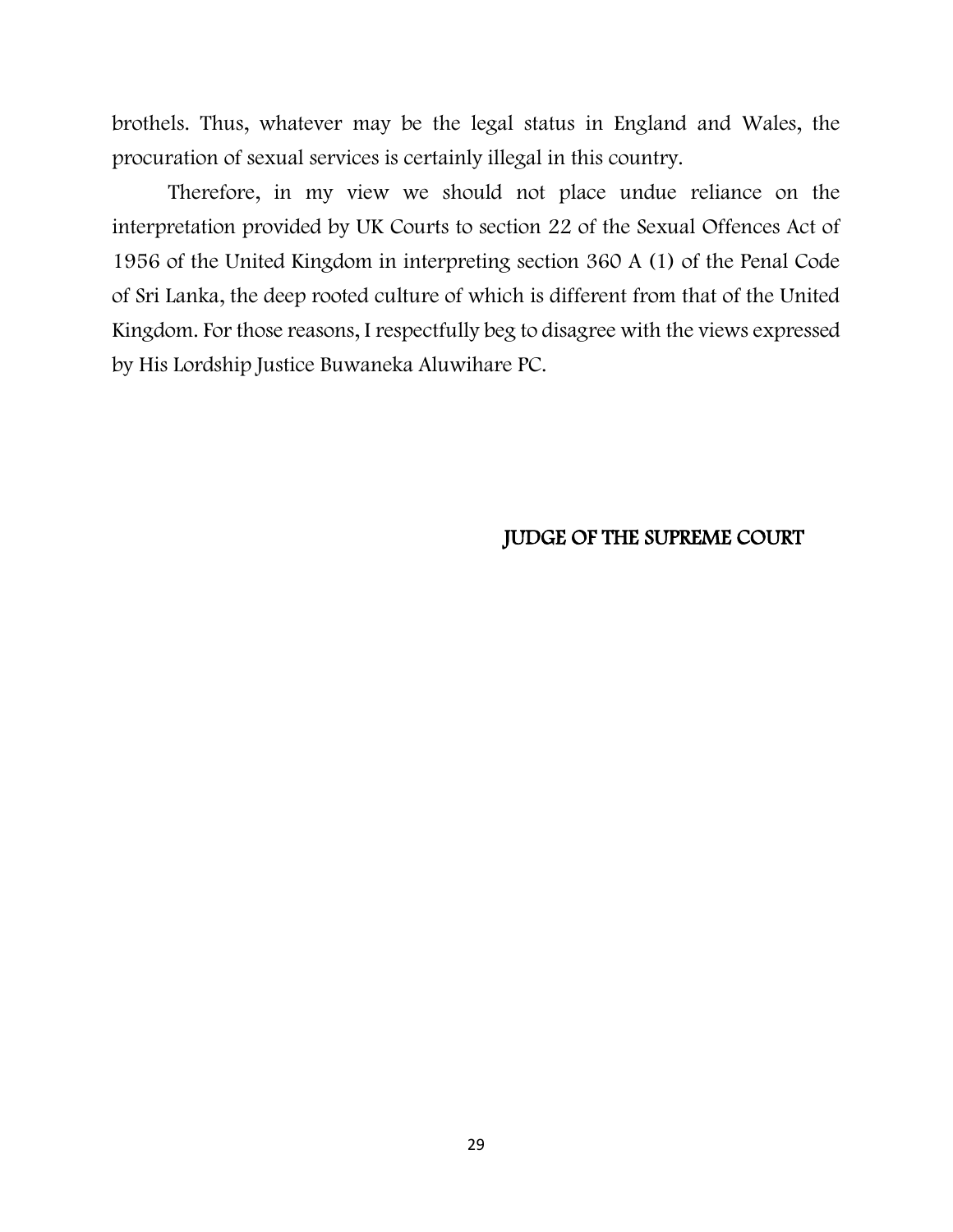brothels. Thus, whatever may be the legal status in England and Wales, the procuration of sexual services is certainly illegal in this country.

Therefore, in my view we should not place undue reliance on the interpretation provided by UK Courts to section 22 of the Sexual Offences Act of 1956 of the United Kingdom in interpreting section 360 A (1) of the Penal Code of Sri Lanka, the deep rooted culture of which is different from that of the United Kingdom. For those reasons, I respectfully beg to disagree with the views expressed by His Lordship Justice Buwaneka Aluwihare PC.

JUDGE OF THE SUPREME COURT